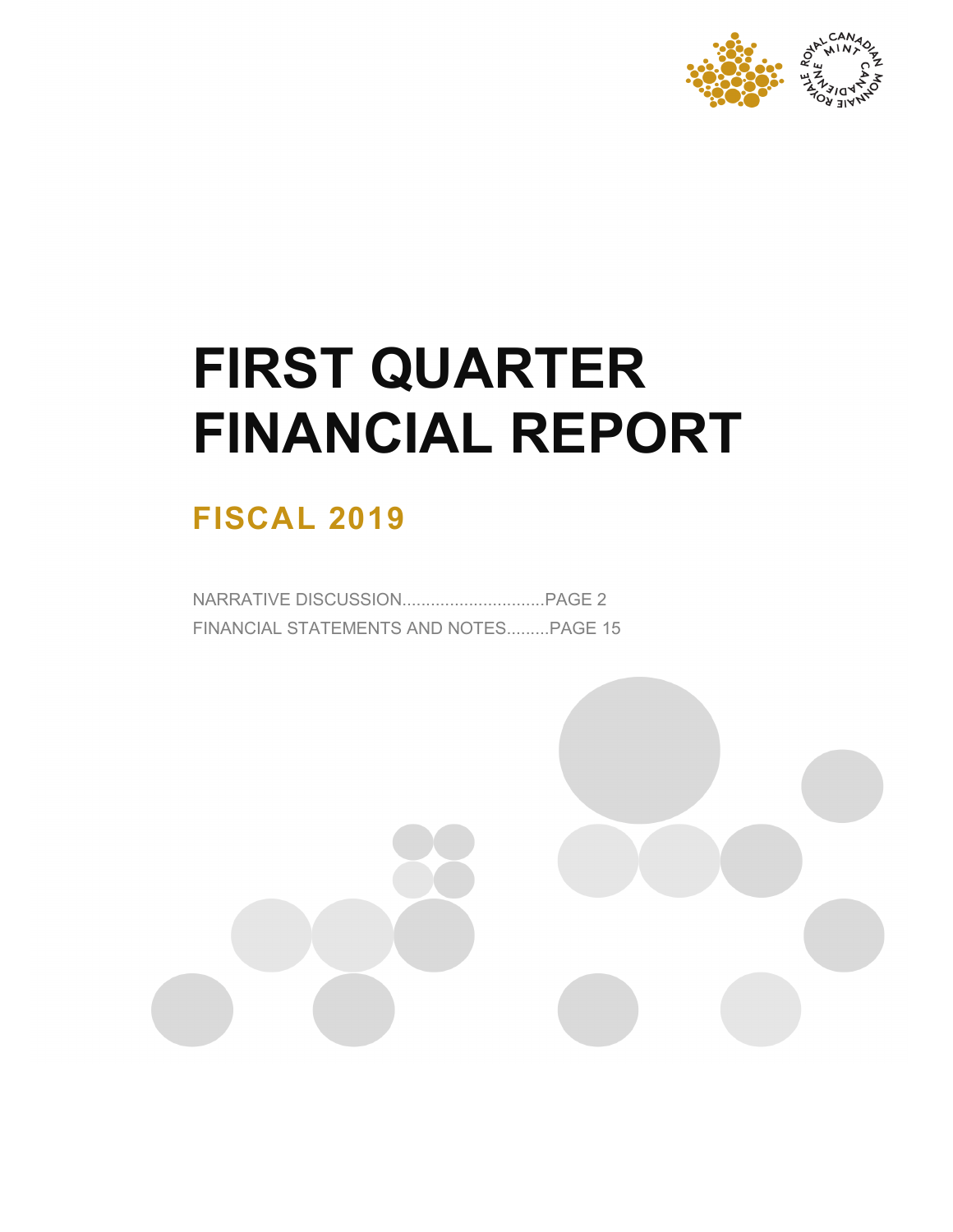# FIRST QUARTER FINANCIAL REPORT

## FISCAL 2019

NARRATIVE DISCUSSION..............................PAGE 2

FINANCIAL STATEMENTS AND NOTES.........PAGE 15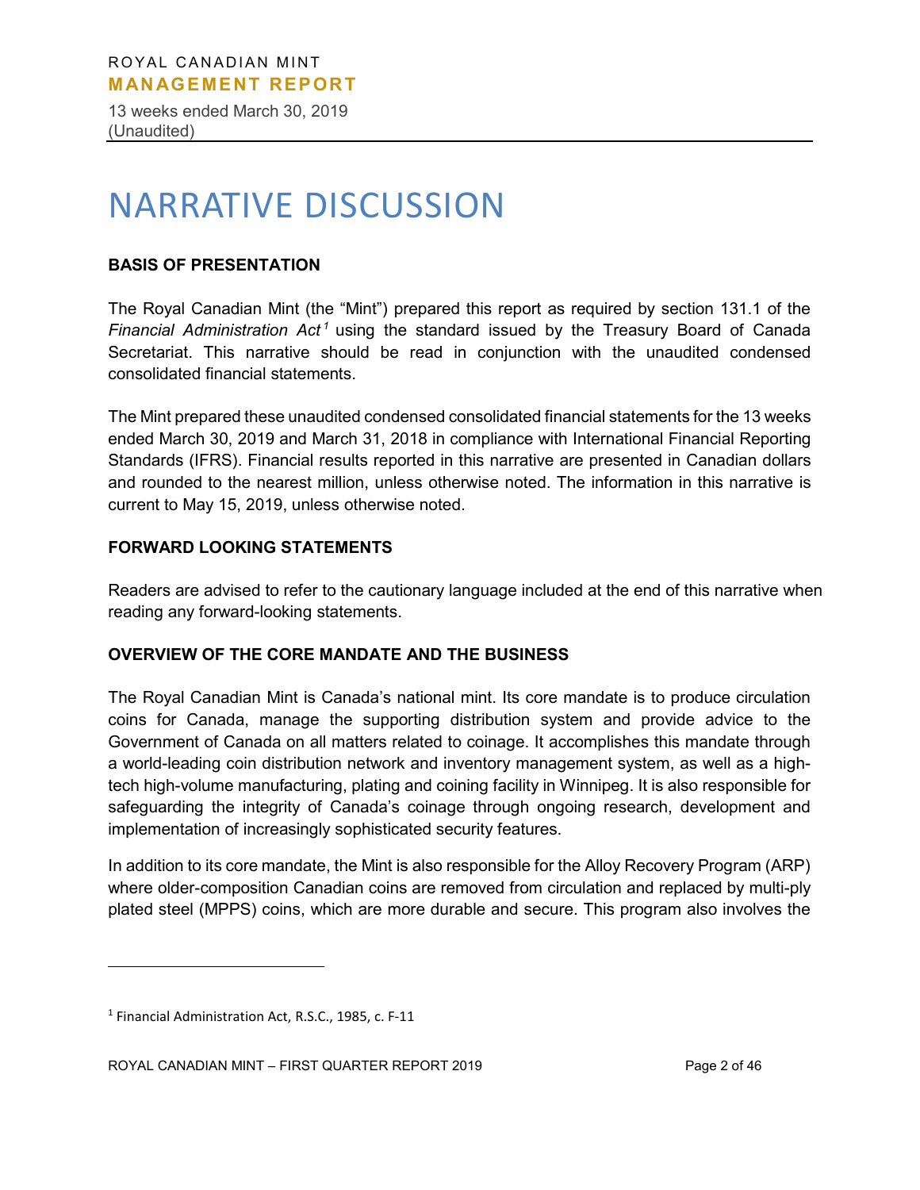# NARRATIVE DISCUSSION

**BASIS OF PRESENTATION**

The Royal Canadian Mint (the "Mint") prepared this report as required by section 131.1 of the *Financial Administration Act*[1] using the standard issued by the Treasury Board of Canada Secretariat. This narrative should be read in conjunction with the unaudited condensed consolidated financial statements.

The Mint prepared these unaudited condensed consolidated financial statements for the 13 weeks ended March 30, 2019 and March 31, 2018 in compliance with International Financial Reporting Standards (IFRS). Financial results reported in this narrative are presented in Canadian dollars and rounded to the nearest million, unless otherwise noted. The information in this narrative is current to May 15, 2019, unless otherwise noted.

**FORWARD LOOKING STATEMENTS**

Readers are advised to refer to the cautionary language included at the end of this narrative when reading any forward-looking statements.

**OVERVIEW OF THE CORE MANDATE AND THE BUSINESS**

The Royal Canadian Mint is Canada's national mint. Its core mandate is to produce circulation coins for Canada, manage the supporting distribution system and provide advice to the Government of Canada on all matters related to coinage. It accomplishes this mandate through a world-leading coin distribution network and inventory management system, as well as a high-tech high-volume manufacturing, plating and coining facility in Winnipeg. It is also responsible for safeguarding the integrity of Canada's coinage through ongoing research, development and implementation of increasingly sophisticated security features.

In addition to its core mandate, the Mint is also responsible for the Alloy Recovery Program (ARP) where older-composition Canadian coins are removed from circulation and replaced by multi-ply plated steel (MPPS) coins, which are more durable and secure. This program also involves the

[1] Financial Administration Act, R.S.C., 1985, c. F-11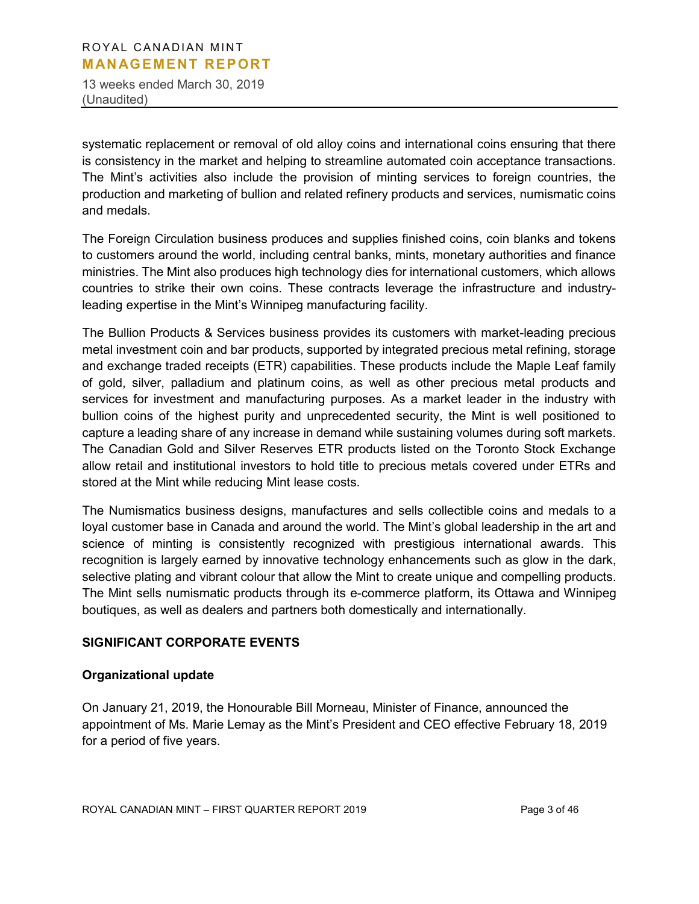systematic replacement or removal of old alloy coins and international coins ensuring that there is consistency in the market and helping to streamline automated coin acceptance transactions. The Mint's activities also include the provision of minting services to foreign countries, the production and marketing of bullion and related refinery products and services, numismatic coins and medals.

The Foreign Circulation business produces and supplies finished coins, coin blanks and tokens to customers around the world, including central banks, mints, monetary authorities and finance ministries. The Mint also produces high technology dies for international customers, which allows countries to strike their own coins. These contracts leverage the infrastructure and industry-leading expertise in the Mint's Winnipeg manufacturing facility.

The Bullion Products & Services business provides its customers with market-leading precious metal investment coin and bar products, supported by integrated precious metal refining, storage and exchange traded receipts (ETR) capabilities. These products include the Maple Leaf family of gold, silver, palladium and platinum coins, as well as other precious metal products and services for investment and manufacturing purposes. As a market leader in the industry with bullion coins of the highest purity and unprecedented security, the Mint is well positioned to capture a leading share of any increase in demand while sustaining volumes during soft markets. The Canadian Gold and Silver Reserves ETR products listed on the Toronto Stock Exchange allow retail and institutional investors to hold title to precious metals covered under ETRs and stored at the Mint while reducing Mint lease costs.

The Numismatics business designs, manufactures and sells collectible coins and medals to a loyal customer base in Canada and around the world. The Mint's global leadership in the art and science of minting is consistently recognized with prestigious international awards. This recognition is largely earned by innovative technology enhancements such as glow in the dark, selective plating and vibrant colour that allow the Mint to create unique and compelling products. The Mint sells numismatic products through its e-commerce platform, its Ottawa and Winnipeg boutiques, as well as dealers and partners both domestically and internationally.

## SIGNIFICANT CORPORATE EVENTS

### Organizational update

On January 21, 2019, the Honourable Bill Morneau, Minister of Finance, announced the appointment of Ms. Marie Lemay as the Mint's President and CEO effective February 18, 2019 for a period of five years.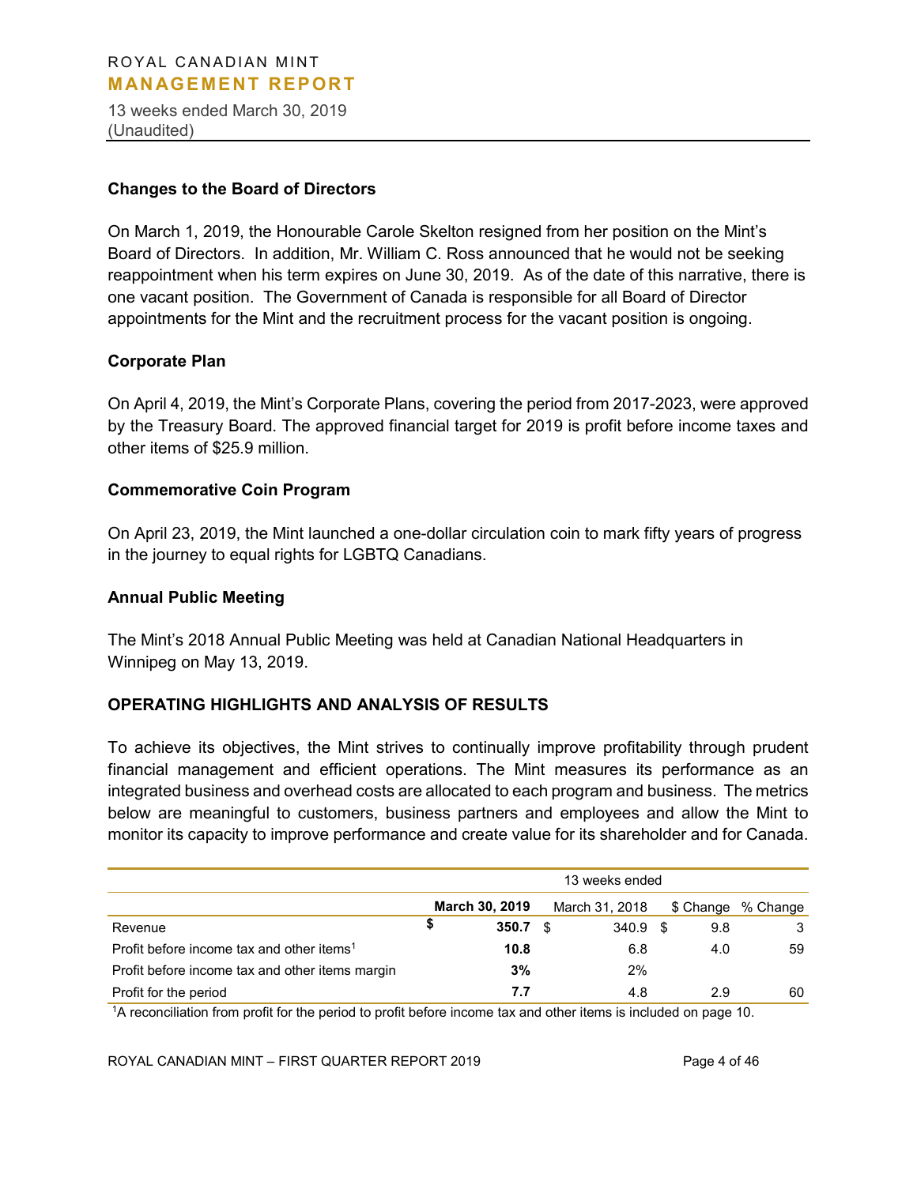### Changes to the Board of Directors

On March 1, 2019, the Honourable Carole Skelton resigned from her position on the Mint's Board of Directors. In addition, Mr. William C. Ross announced that he would not be seeking reappointment when his term expires on June 30, 2019. As of the date of this narrative, there is one vacant position. The Government of Canada is responsible for all Board of Director appointments for the Mint and the recruitment process for the vacant position is ongoing.

### Corporate Plan

On April 4, 2019, the Mint's Corporate Plans, covering the period from 2017-2023, were approved by the Treasury Board. The approved financial target for 2019 is profit before income taxes and other items of $25.9 million.

### Commemorative Coin Program

On April 23, 2019, the Mint launched a one-dollar circulation coin to mark fifty years of progress in the journey to equal rights for LGBTQ Canadians.

### Annual Public Meeting

The Mint's 2018 Annual Public Meeting was held at Canadian National Headquarters in Winnipeg on May 13, 2019.

## OPERATING HIGHLIGHTS AND ANALYSIS OF RESULTS

To achieve its objectives, the Mint strives to continually improve profitability through prudent financial management and efficient operations. The Mint measures its performance as an integrated business and overhead costs are allocated to each program and business. The metrics below are meaningful to customers, business partners and employees and allow the Mint to monitor its capacity to improve performance and create value for its shareholder and for Canada.

| | 13 weeks ended | | | |
|---|---|---|---|---|
| | **March 30, 2019** | March 31, 2018 | $ Change | % Change |
| Revenue | **$ 350.7** | $ 340.9 | $ 9.8 | 3 |
| Profit before income tax and other items[1] | **10.8** | 6.8 | 4.0 | 59 |
| Profit before income tax and other items margin | **3%** | 2% | | |
| Profit for the period | **7.7** | 4.8 | 2.9 | 60 |

[1]A reconciliation from profit for the period to profit before income tax and other items is included on page 10.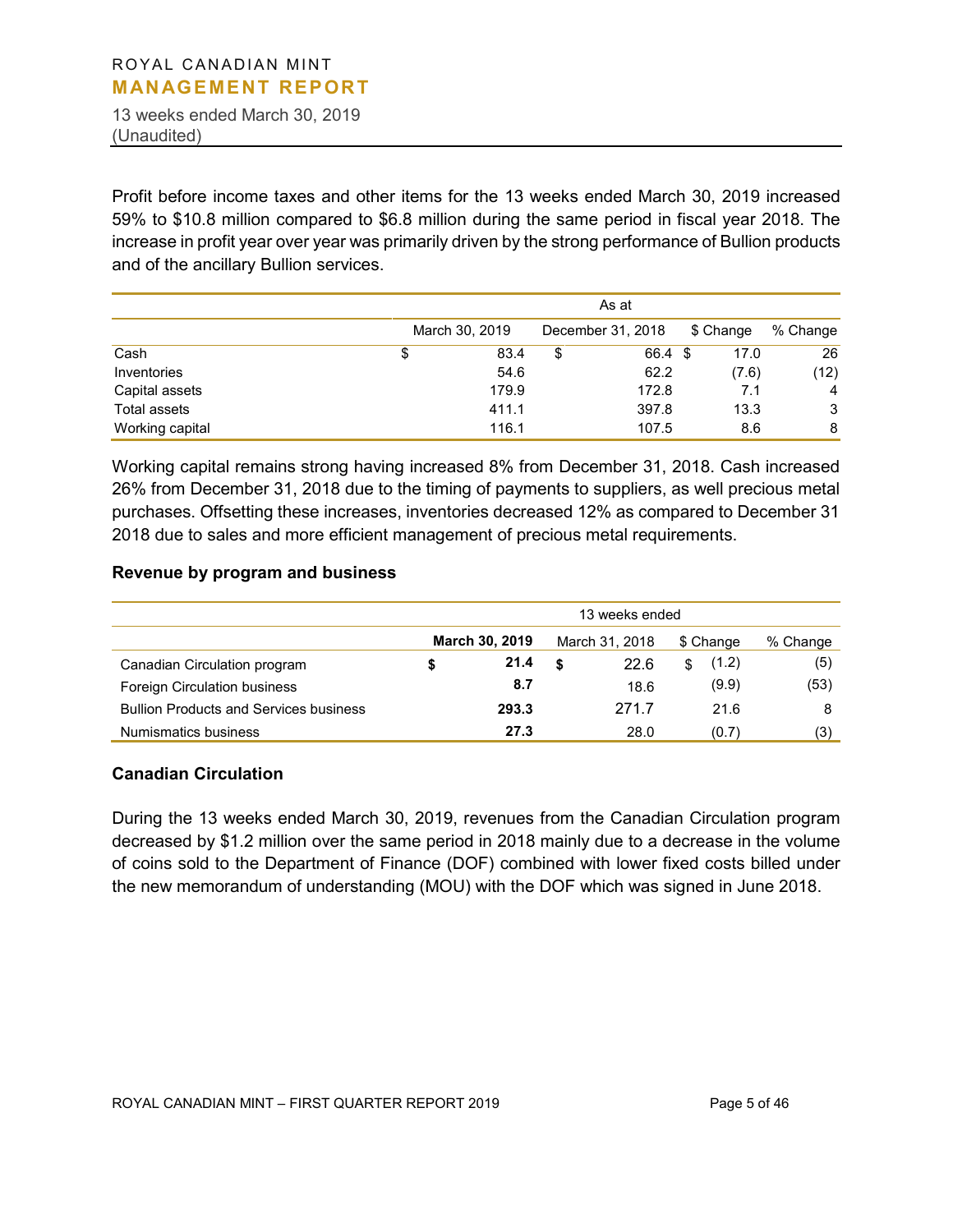Profit before income taxes and other items for the 13 weeks ended March 30, 2019 increased 59% to $10.8 million compared to $6.8 million during the same period in fiscal year 2018. The increase in profit year over year was primarily driven by the strong performance of Bullion products and of the ancillary Bullion services.

| | As at | | | |
|---|---|---|---|---|
| | March 30, 2019 | December 31, 2018 | $ Change | % Change |
| Cash | $ 83.4 | $ 66.4 | $ 17.0 | 26 |
| Inventories | 54.6 | 62.2 | (7.6) | (12) |
| Capital assets | 179.9 | 172.8 | 7.1 | 4 |
| Total assets | 411.1 | 397.8 | 13.3 | 3 |
| Working capital | 116.1 | 107.5 | 8.6 | 8 |

Working capital remains strong having increased 8% from December 31, 2018. Cash increased 26% from December 31, 2018 due to the timing of payments to suppliers, as well precious metal purchases. Offsetting these increases, inventories decreased 12% as compared to December 31 2018 due to sales and more efficient management of precious metal requirements.

### Revenue by program and business

| | 13 weeks ended | | | |
|---|---|---|---|---|
| | **March 30, 2019** | March 31, 2018 | $ Change | % Change |
| Canadian Circulation program | **$ 21.4** | $ 22.6 | $ (1.2) | (5) |
| Foreign Circulation business | **8.7** | 18.6 | (9.9) | (53) |
| Bullion Products and Services business | **293.3** | 271.7 | 21.6 | 8 |
| Numismatics business | **27.3** | 28.0 | (0.7) | (3) |

### Canadian Circulation

During the 13 weeks ended March 30, 2019, revenues from the Canadian Circulation program decreased by $1.2 million over the same period in 2018 mainly due to a decrease in the volume of coins sold to the Department of Finance (DOF) combined with lower fixed costs billed under the new memorandum of understanding (MOU) with the DOF which was signed in June 2018.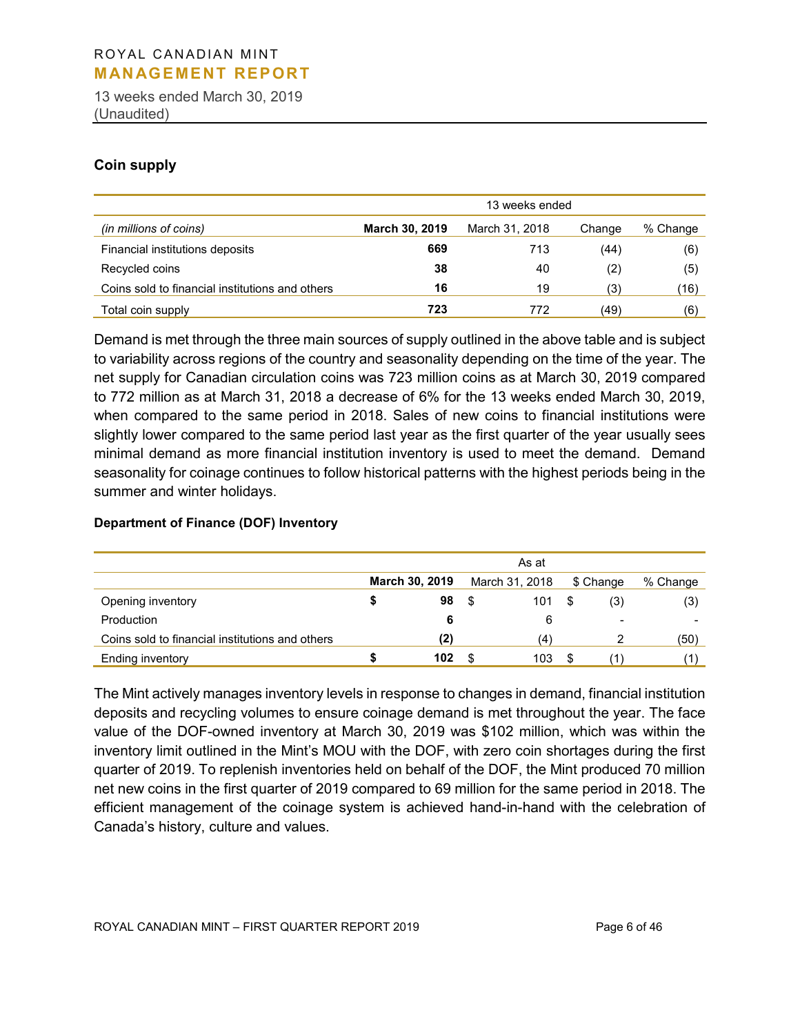### Coin supply

| | 13 weeks ended | | | |
|---|---|---|---|---|
| *(in millions of coins)* | **March 30, 2019** | March 31, 2018 | Change | % Change |
| Financial institutions deposits | **669** | 713 | (44) | (6) |
| Recycled coins | **38** | 40 | (2) | (5) |
| Coins sold to financial institutions and others | **16** | 19 | (3) | (16) |
| Total coin supply | **723** | 772 | (49) | (6) |

Demand is met through the three main sources of supply outlined in the above table and is subject to variability across regions of the country and seasonality depending on the time of the year. The net supply for Canadian circulation coins was 723 million coins as at March 30, 2019 compared to 772 million as at March 31, 2018 a decrease of 6% for the 13 weeks ended March 30, 2019, when compared to the same period in 2018. Sales of new coins to financial institutions were slightly lower compared to the same period last year as the first quarter of the year usually sees minimal demand as more financial institution inventory is used to meet the demand. Demand seasonality for coinage continues to follow historical patterns with the highest periods being in the summer and winter holidays.

#### Department of Finance (DOF) Inventory

| | As at | | | |
|---|---|---|---|---|
| | **March 30, 2019** | March 31, 2018 | $ Change | % Change |
| Opening inventory | **$ 98** | $ 101 | $ (3) | (3) |
| Production | **6** | 6 | - | - |
| Coins sold to financial institutions and others | **(2)** | (4) | 2 | (50) |
| Ending inventory | **$ 102** | $ 103 | $ (1) | (1) |

The Mint actively manages inventory levels in response to changes in demand, financial institution deposits and recycling volumes to ensure coinage demand is met throughout the year. The face value of the DOF-owned inventory at March 30, 2019 was $102 million, which was within the inventory limit outlined in the Mint's MOU with the DOF, with zero coin shortages during the first quarter of 2019. To replenish inventories held on behalf of the DOF, the Mint produced 70 million net new coins in the first quarter of 2019 compared to 69 million for the same period in 2018. The efficient management of the coinage system is achieved hand-in-hand with the celebration of Canada's history, culture and values.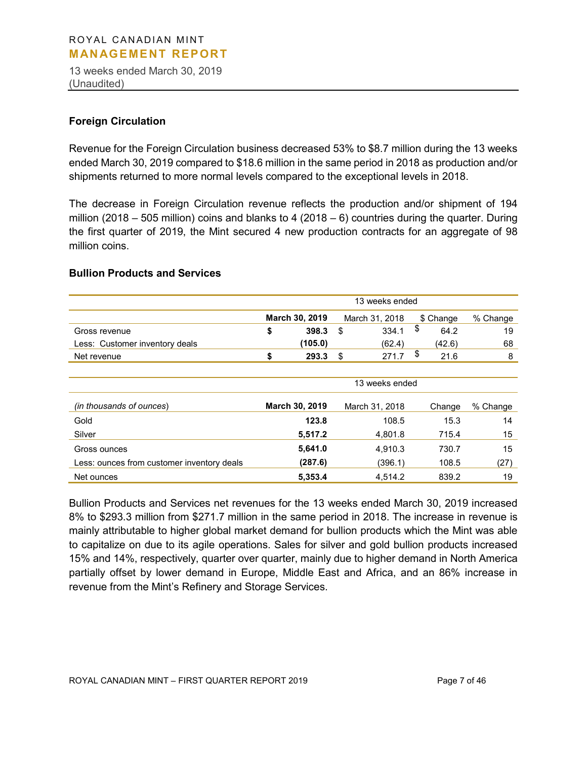### Foreign Circulation

Revenue for the Foreign Circulation business decreased 53% to $8.7 million during the 13 weeks ended March 30, 2019 compared to $18.6 million in the same period in 2018 as production and/or shipments returned to more normal levels compared to the exceptional levels in 2018.

The decrease in Foreign Circulation revenue reflects the production and/or shipment of 194 million (2018 – 505 million) coins and blanks to 4 (2018 – 6) countries during the quarter. During the first quarter of 2019, the Mint secured 4 new production contracts for an aggregate of 98 million coins.

### Bullion Products and Services

| | 13 weeks ended | | | |
|---|---|---|---|---|
| | **March 30, 2019** | March 31, 2018 | $ Change | % Change |
| Gross revenue | **$ 398.3** | $ 334.1 | $ 64.2 | 19 |
| Less: Customer inventory deals | **(105.0)** | (62.4) | (42.6) | 68 |
| Net revenue | **$ 293.3** | $ 271.7 | $ 21.6 | 8 |

| | 13 weeks ended | | | |
|---|---|---|---|---|
| *(in thousands of ounces)* | **March 30, 2019** | March 31, 2018 | Change | % Change |
| Gold | **123.8** | 108.5 | 15.3 | 14 |
| Silver | **5,517.2** | 4,801.8 | 715.4 | 15 |
| Gross ounces | **5,641.0** | 4,910.3 | 730.7 | 15 |
| Less: ounces from customer inventory deals | **(287.6)** | (396.1) | 108.5 | (27) |
| Net ounces | **5,353.4** | 4,514.2 | 839.2 | 19 |

Bullion Products and Services net revenues for the 13 weeks ended March 30, 2019 increased 8% to $293.3 million from $271.7 million in the same period in 2018. The increase in revenue is mainly attributable to higher global market demand for bullion products which the Mint was able to capitalize on due to its agile operations. Sales for silver and gold bullion products increased 15% and 14%, respectively, quarter over quarter, mainly due to higher demand in North America partially offset by lower demand in Europe, Middle East and Africa, and an 86% increase in revenue from the Mint's Refinery and Storage Services.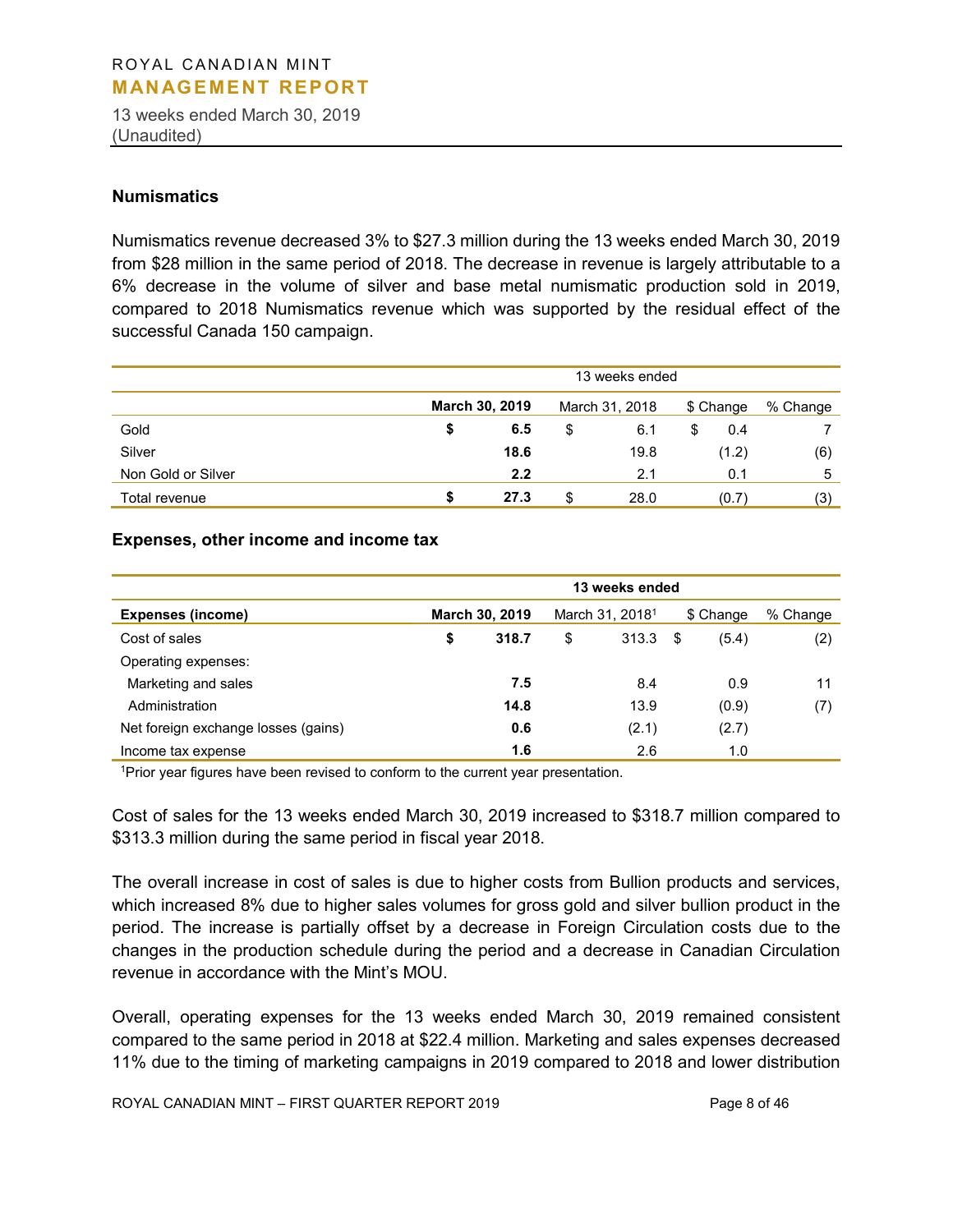### Numismatics

Numismatics revenue decreased 3% to $27.3 million during the 13 weeks ended March 30, 2019 from $28 million in the same period of 2018. The decrease in revenue is largely attributable to a 6% decrease in the volume of silver and base metal numismatic production sold in 2019, compared to 2018 Numismatics revenue which was supported by the residual effect of the successful Canada 150 campaign.

| | 13 weeks ended | | | |
|---|---|---|---|---|
| | **March 30, 2019** | March 31, 2018 | $ Change | % Change |
| Gold | **$ 6.5** | $ 6.1 | $ 0.4 | 7 |
| Silver | **18.6** | 19.8 | (1.2) | (6) |
| Non Gold or Silver | **2.2** | 2.1 | 0.1 | 5 |
| Total revenue | **$ 27.3** | $ 28.0 | (0.7) | (3) |

### Expenses, other income and income tax

| | **13 weeks ended** | | | |
|---|---|---|---|---|
| **Expenses (income)** | **March 30, 2019** | March 31, 2018[1] | $ Change | % Change |
| Cost of sales | **$ 318.7** | $ 313.3 | $ (5.4) | (2) |
| Operating expenses: | | | | |
| Marketing and sales | **7.5** | 8.4 | 0.9 | 11 |
| Administration | **14.8** | 13.9 | (0.9) | (7) |
| Net foreign exchange losses (gains) | **0.6** | (2.1) | (2.7) | |
| Income tax expense | **1.6** | 2.6 | 1.0 | |

[1]Prior year figures have been revised to conform to the current year presentation.

Cost of sales for the 13 weeks ended March 30, 2019 increased to $318.7 million compared to $313.3 million during the same period in fiscal year 2018.

The overall increase in cost of sales is due to higher costs from Bullion products and services, which increased 8% due to higher sales volumes for gross gold and silver bullion product in the period. The increase is partially offset by a decrease in Foreign Circulation costs due to the changes in the production schedule during the period and a decrease in Canadian Circulation revenue in accordance with the Mint's MOU.

Overall, operating expenses for the 13 weeks ended March 30, 2019 remained consistent compared to the same period in 2018 at $22.4 million. Marketing and sales expenses decreased 11% due to the timing of marketing campaigns in 2019 compared to 2018 and lower distribution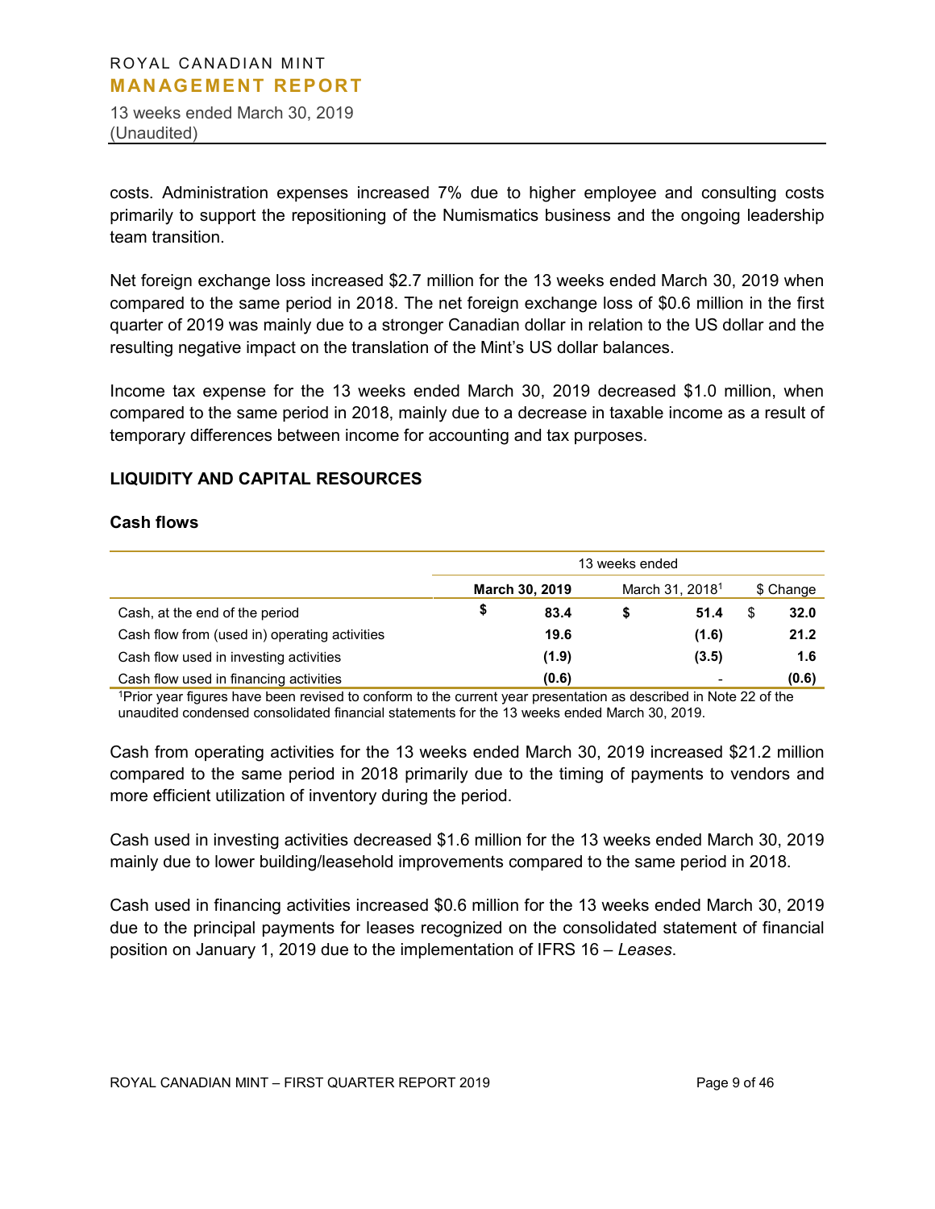costs. Administration expenses increased 7% due to higher employee and consulting costs primarily to support the repositioning of the Numismatics business and the ongoing leadership team transition.

Net foreign exchange loss increased $2.7 million for the 13 weeks ended March 30, 2019 when compared to the same period in 2018. The net foreign exchange loss of $0.6 million in the first quarter of 2019 was mainly due to a stronger Canadian dollar in relation to the US dollar and the resulting negative impact on the translation of the Mint's US dollar balances.

Income tax expense for the 13 weeks ended March 30, 2019 decreased $1.0 million, when compared to the same period in 2018, mainly due to a decrease in taxable income as a result of temporary differences between income for accounting and tax purposes.

## LIQUIDITY AND CAPITAL RESOURCES

### Cash flows

| | 13 weeks ended | | |
|---|---|---|---|
| | **March 30, 2019** | March 31, 2018[1] | $ Change |
| Cash, at the end of the period | **$ 83.4** | **$ 51.4** | $ **32.0** |
| Cash flow from (used in) operating activities | **19.6** | **(1.6)** | **21.2** |
| Cash flow used in investing activities | **(1.9)** | **(3.5)** | **1.6** |
| Cash flow used in financing activities | **(0.6)** | - | **(0.6)** |

[1]Prior year figures have been revised to conform to the current year presentation as described in Note 22 of the unaudited condensed consolidated financial statements for the 13 weeks ended March 30, 2019.

Cash from operating activities for the 13 weeks ended March 30, 2019 increased $21.2 million compared to the same period in 2018 primarily due to the timing of payments to vendors and more efficient utilization of inventory during the period.

Cash used in investing activities decreased $1.6 million for the 13 weeks ended March 30, 2019 mainly due to lower building/leasehold improvements compared to the same period in 2018.

Cash used in financing activities increased $0.6 million for the 13 weeks ended March 30, 2019 due to the principal payments for leases recognized on the consolidated statement of financial position on January 1, 2019 due to the implementation of IFRS 16 – *Leases*.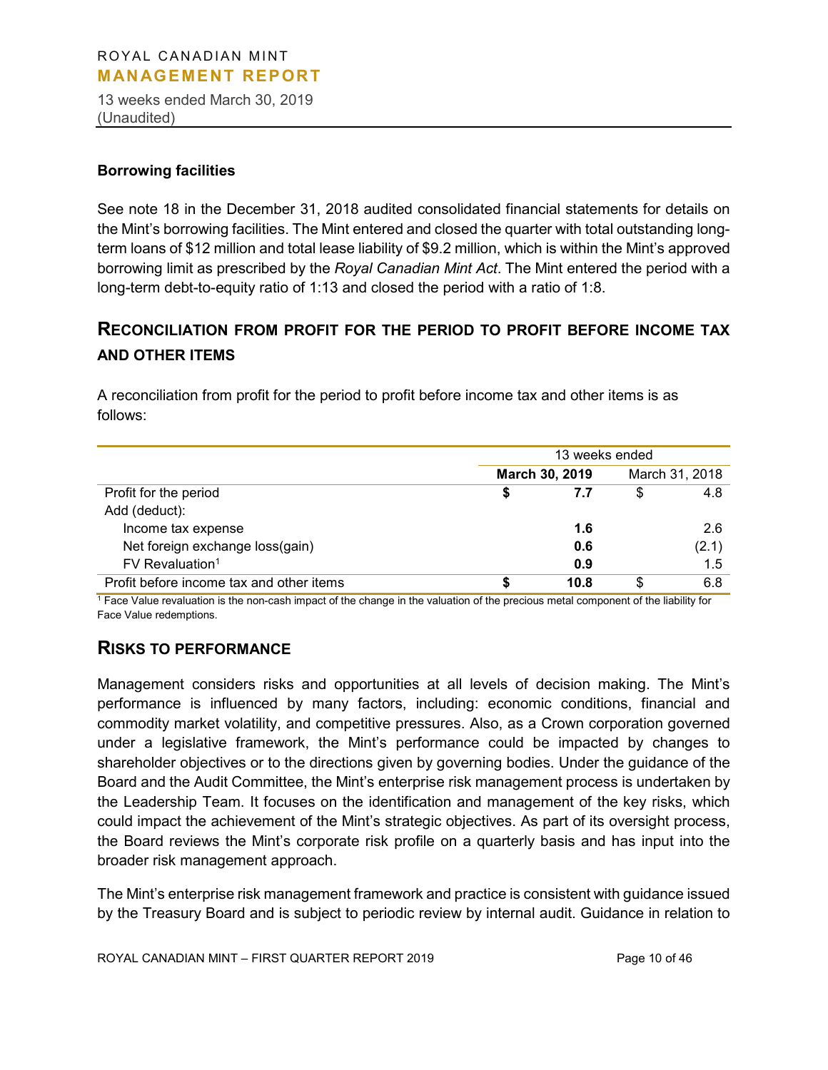### Borrowing facilities

See note 18 in the December 31, 2018 audited consolidated financial statements for details on the Mint's borrowing facilities. The Mint entered and closed the quarter with total outstanding long-term loans of $12 million and total lease liability of $9.2 million, which is within the Mint's approved borrowing limit as prescribed by the *Royal Canadian Mint Act*. The Mint entered the period with a long-term debt-to-equity ratio of 1:13 and closed the period with a ratio of 1:8.

## RECONCILIATION FROM PROFIT FOR THE PERIOD TO PROFIT BEFORE INCOME TAX AND OTHER ITEMS

A reconciliation from profit for the period to profit before income tax and other items is as follows:

| | 13 weeks ended | |
|---|---|---|
| | **March 30, 2019** | March 31, 2018 |
| Profit for the period | **$ 7.7** | $ 4.8 |
| Add (deduct): | | |
| Income tax expense | **1.6** | 2.6 |
| Net foreign exchange loss(gain) | **0.6** | (2.1) |
| FV Revaluation[1] | **0.9** | 1.5 |
| Profit before income tax and other items | **$ 10.8** | $ 6.8 |

[1] Face Value revaluation is the non-cash impact of the change in the valuation of the precious metal component of the liability for Face Value redemptions.

## RISKS TO PERFORMANCE

Management considers risks and opportunities at all levels of decision making. The Mint's performance is influenced by many factors, including: economic conditions, financial and commodity market volatility, and competitive pressures. Also, as a Crown corporation governed under a legislative framework, the Mint's performance could be impacted by changes to shareholder objectives or to the directions given by governing bodies. Under the guidance of the Board and the Audit Committee, the Mint's enterprise risk management process is undertaken by the Leadership Team. It focuses on the identification and management of the key risks, which could impact the achievement of the Mint's strategic objectives. As part of its oversight process, the Board reviews the Mint's corporate risk profile on a quarterly basis and has input into the broader risk management approach.

The Mint's enterprise risk management framework and practice is consistent with guidance issued by the Treasury Board and is subject to periodic review by internal audit. Guidance in relation to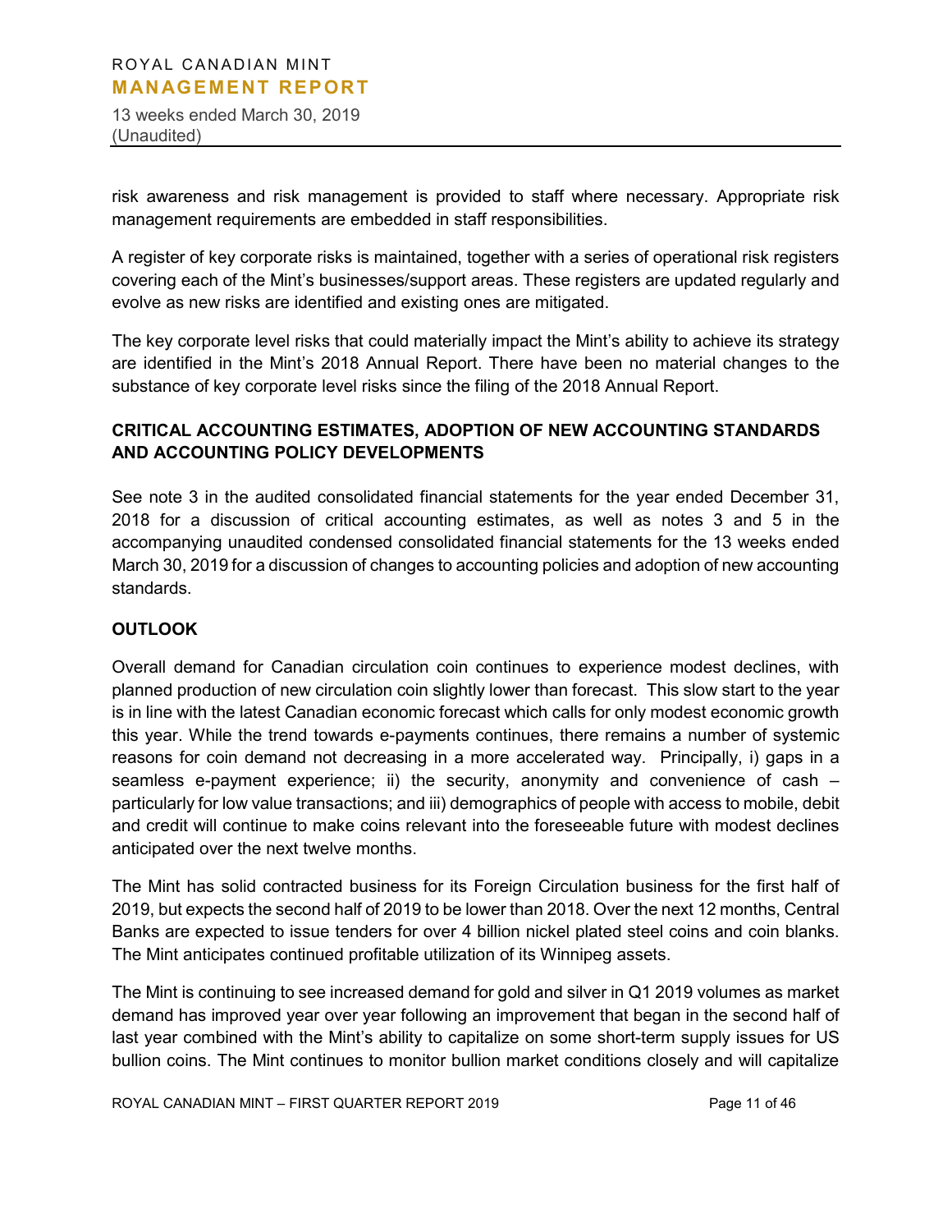risk awareness and risk management is provided to staff where necessary. Appropriate risk management requirements are embedded in staff responsibilities.

A register of key corporate risks is maintained, together with a series of operational risk registers covering each of the Mint's businesses/support areas. These registers are updated regularly and evolve as new risks are identified and existing ones are mitigated.

The key corporate level risks that could materially impact the Mint's ability to achieve its strategy are identified in the Mint's 2018 Annual Report. There have been no material changes to the substance of key corporate level risks since the filing of the 2018 Annual Report.

## CRITICAL ACCOUNTING ESTIMATES, ADOPTION OF NEW ACCOUNTING STANDARDS AND ACCOUNTING POLICY DEVELOPMENTS

See note 3 in the audited consolidated financial statements for the year ended December 31, 2018 for a discussion of critical accounting estimates, as well as notes 3 and 5 in the accompanying unaudited condensed consolidated financial statements for the 13 weeks ended March 30, 2019 for a discussion of changes to accounting policies and adoption of new accounting standards.

## OUTLOOK

Overall demand for Canadian circulation coin continues to experience modest declines, with planned production of new circulation coin slightly lower than forecast. This slow start to the year is in line with the latest Canadian economic forecast which calls for only modest economic growth this year. While the trend towards e-payments continues, there remains a number of systemic reasons for coin demand not decreasing in a more accelerated way. Principally, i) gaps in a seamless e-payment experience; ii) the security, anonymity and convenience of cash – particularly for low value transactions; and iii) demographics of people with access to mobile, debit and credit will continue to make coins relevant into the foreseeable future with modest declines anticipated over the next twelve months.

The Mint has solid contracted business for its Foreign Circulation business for the first half of 2019, but expects the second half of 2019 to be lower than 2018. Over the next 12 months, Central Banks are expected to issue tenders for over 4 billion nickel plated steel coins and coin blanks. The Mint anticipates continued profitable utilization of its Winnipeg assets.

The Mint is continuing to see increased demand for gold and silver in Q1 2019 volumes as market demand has improved year over year following an improvement that began in the second half of last year combined with the Mint's ability to capitalize on some short-term supply issues for US bullion coins. The Mint continues to monitor bullion market conditions closely and will capitalize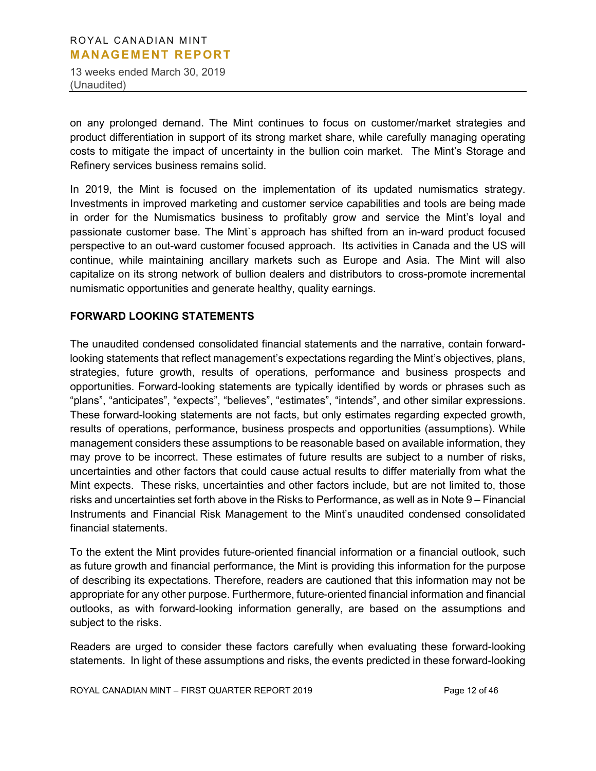on any prolonged demand. The Mint continues to focus on customer/market strategies and product differentiation in support of its strong market share, while carefully managing operating costs to mitigate the impact of uncertainty in the bullion coin market.  The Mint's Storage and Refinery services business remains solid.

In 2019, the Mint is focused on the implementation of its updated numismatics strategy. Investments in improved marketing and customer service capabilities and tools are being made in order for the Numismatics business to profitably grow and service the Mint's loyal and passionate customer base. The Mint`s approach has shifted from an in-ward product focused perspective to an out-ward customer focused approach.  Its activities in Canada and the US will continue, while maintaining ancillary markets such as Europe and Asia. The Mint will also capitalize on its strong network of bullion dealers and distributors to cross-promote incremental numismatic opportunities and generate healthy, quality earnings.

**FORWARD LOOKING STATEMENTS**

The unaudited condensed consolidated financial statements and the narrative, contain forward-looking statements that reflect management's expectations regarding the Mint's objectives, plans, strategies, future growth, results of operations, performance and business prospects and opportunities. Forward-looking statements are typically identified by words or phrases such as "plans", "anticipates", "expects", "believes", "estimates", "intends", and other similar expressions. These forward-looking statements are not facts, but only estimates regarding expected growth, results of operations, performance, business prospects and opportunities (assumptions). While management considers these assumptions to be reasonable based on available information, they may prove to be incorrect. These estimates of future results are subject to a number of risks, uncertainties and other factors that could cause actual results to differ materially from what the Mint expects.  These risks, uncertainties and other factors include, but are not limited to, those risks and uncertainties set forth above in the Risks to Performance, as well as in Note 9 – Financial Instruments and Financial Risk Management to the Mint's unaudited condensed consolidated financial statements.

To the extent the Mint provides future-oriented financial information or a financial outlook, such as future growth and financial performance, the Mint is providing this information for the purpose of describing its expectations. Therefore, readers are cautioned that this information may not be appropriate for any other purpose. Furthermore, future-oriented financial information and financial outlooks, as with forward-looking information generally, are based on the assumptions and subject to the risks.

Readers are urged to consider these factors carefully when evaluating these forward-looking statements.  In light of these assumptions and risks, the events predicted in these forward-looking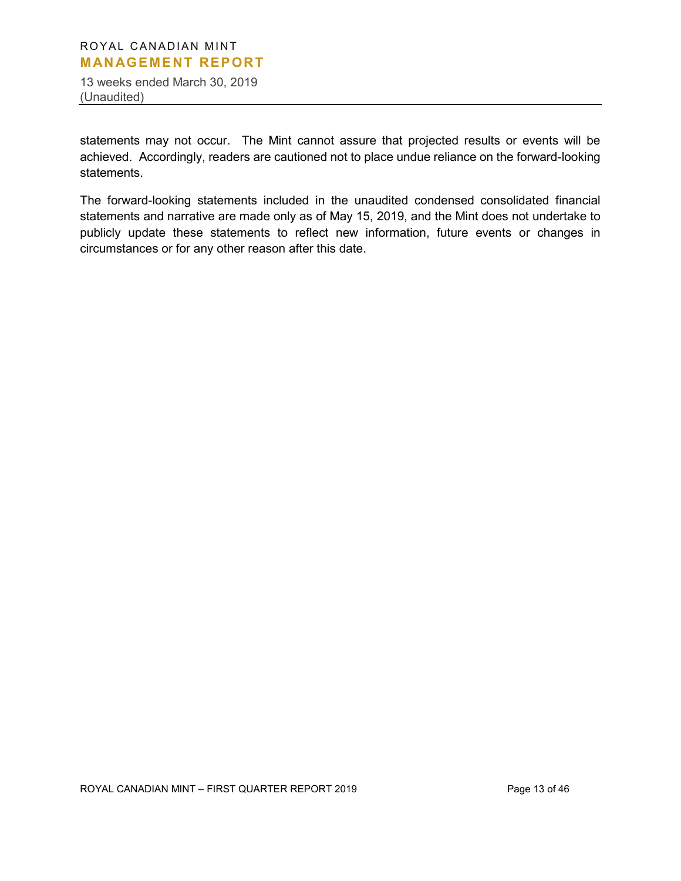statements may not occur. The Mint cannot assure that projected results or events will be achieved. Accordingly, readers are cautioned not to place undue reliance on the forward-looking statements.

The forward-looking statements included in the unaudited condensed consolidated financial statements and narrative are made only as of May 15, 2019, and the Mint does not undertake to publicly update these statements to reflect new information, future events or changes in circumstances or for any other reason after this date.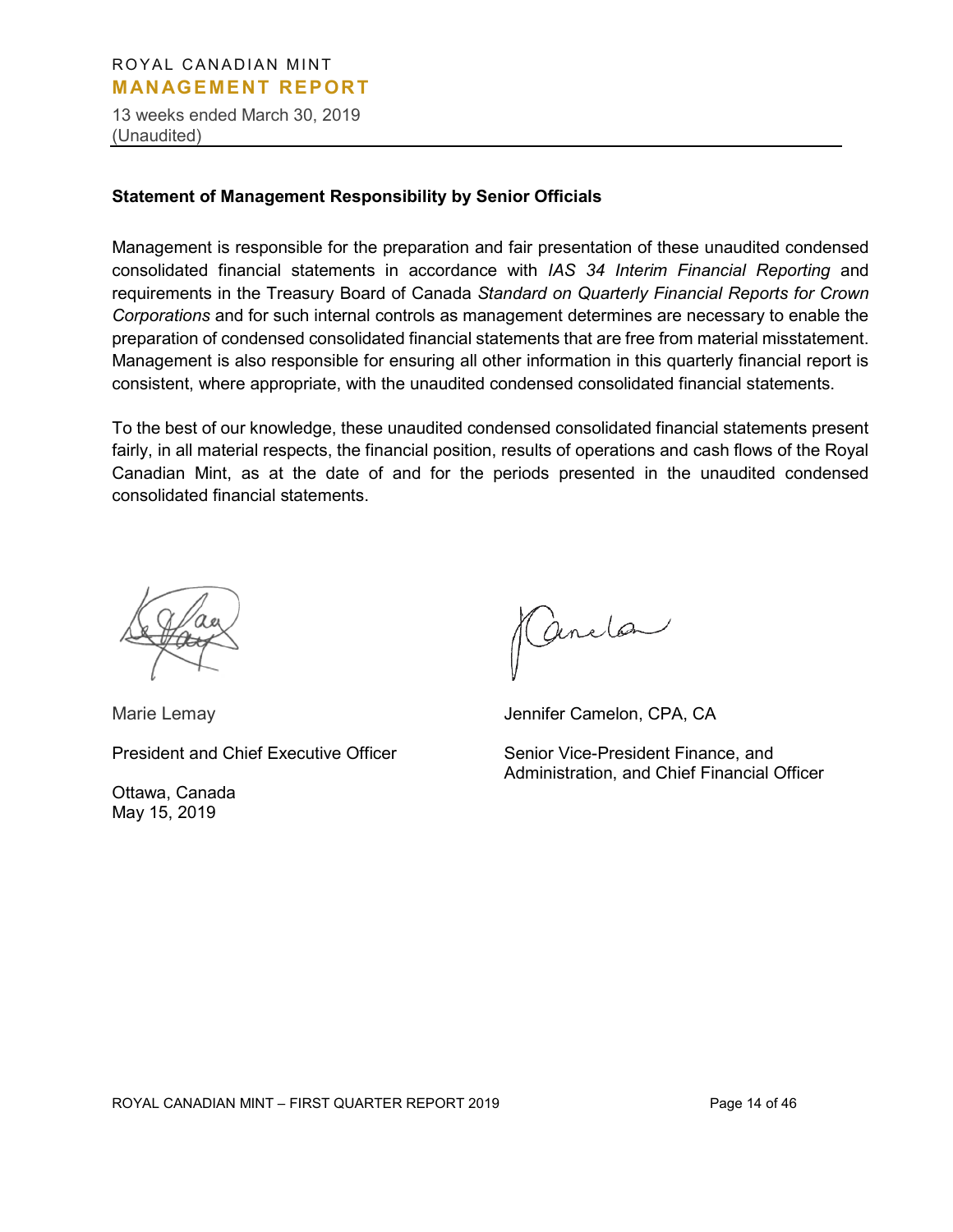# ROYAL CANADIAN MINT
## MANAGEMENT REPORT

13 weeks ended March 30, 2019
(Unaudited)

**Statement of Management Responsibility by Senior Officials**

Management is responsible for the preparation and fair presentation of these unaudited condensed consolidated financial statements in accordance with *IAS 34 Interim Financial Reporting* and requirements in the Treasury Board of Canada *Standard on Quarterly Financial Reports for Crown Corporations* and for such internal controls as management determines are necessary to enable the preparation of condensed consolidated financial statements that are free from material misstatement. Management is also responsible for ensuring all other information in this quarterly financial report is consistent, where appropriate, with the unaudited condensed consolidated financial statements.

To the best of our knowledge, these unaudited condensed consolidated financial statements present fairly, in all material respects, the financial position, results of operations and cash flows of the Royal Canadian Mint, as at the date of and for the periods presented in the unaudited condensed consolidated financial statements.

Marie Lemay

President and Chief Executive Officer

Ottawa, Canada
May 15, 2019

Jennifer Camelon, CPA, CA

Senior Vice-President Finance, and Administration, and Chief Financial Officer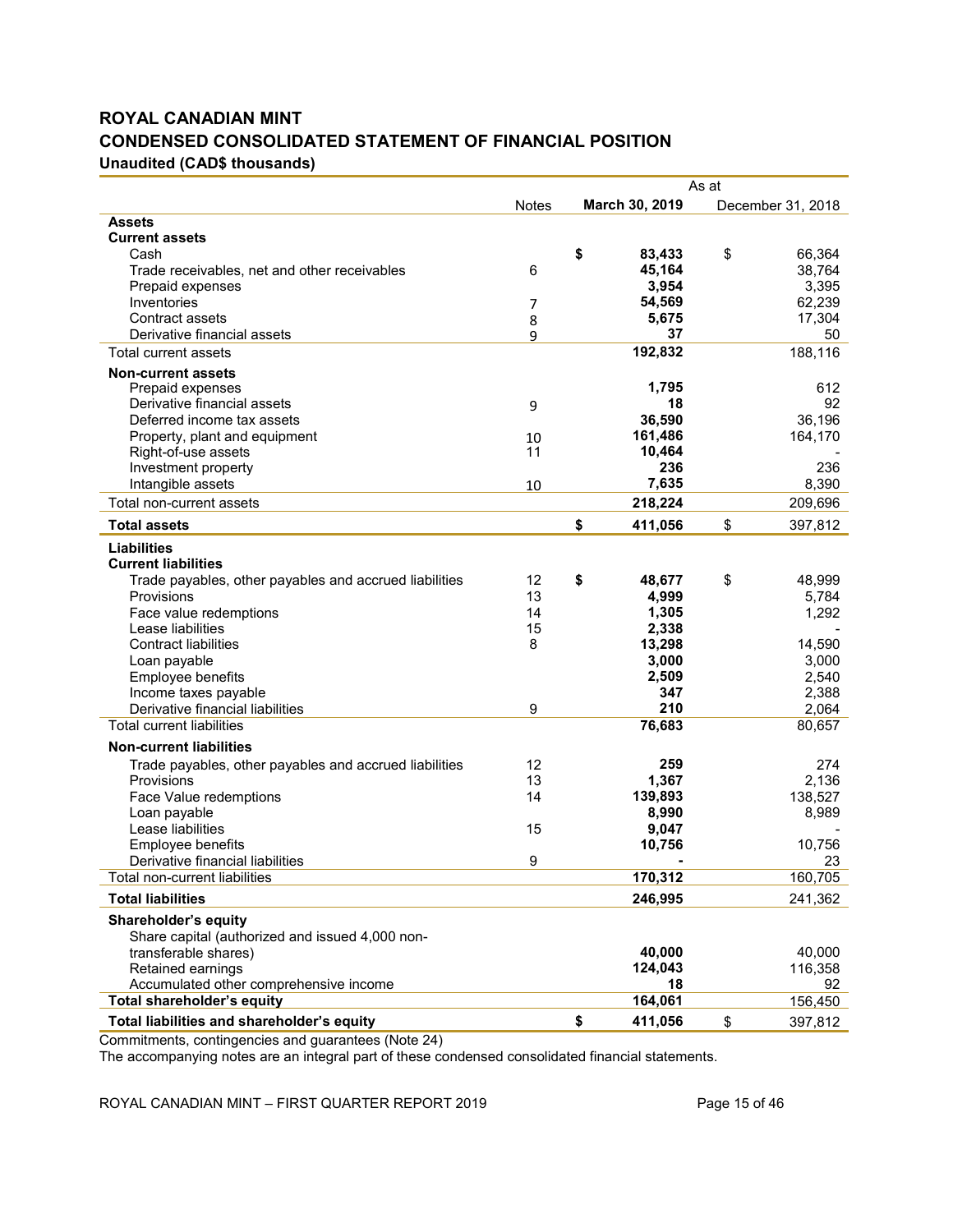# ROYAL CANADIAN MINT

## CONDENSED CONSOLIDATED STATEMENT OF FINANCIAL POSITION

**Unaudited (CAD$ thousands)**

| | Notes | As at March 30, 2019 | As at December 31, 2018 |
|---|---|---|---|
| **Assets** | | | |
| **Current assets** | | | |
| Cash | | **$ 83,433** | $ 66,364 |
| Trade receivables, net and other receivables | 6 | **45,164** | 38,764 |
| Prepaid expenses | | **3,954** | 3,395 |
| Inventories | 7 | **54,569** | 62,239 |
| Contract assets | 8 | **5,675** | 17,304 |
| Derivative financial assets | 9 | **37** | 50 |
| Total current assets | | **192,832** | 188,116 |
| **Non-current assets** | | | |
| Prepaid expenses | | **1,795** | 612 |
| Derivative financial assets | 9 | **18** | 92 |
| Deferred income tax assets | | **36,590** | 36,196 |
| Property, plant and equipment | 10 | **161,486** | 164,170 |
| Right-of-use assets | 11 | **10,464** | - |
| Investment property | | **236** | 236 |
| Intangible assets | 10 | **7,635** | 8,390 |
| Total non-current assets | | **218,224** | 209,696 |
| **Total assets** | | **$ 411,056** | $ 397,812 |
| **Liabilities** | | | |
| **Current liabilities** | | | |
| Trade payables, other payables and accrued liabilities | 12 | **$ 48,677** | $ 48,999 |
| Provisions | 13 | **4,999** | 5,784 |
| Face value redemptions | 14 | **1,305** | 1,292 |
| Lease liabilities | 15 | **2,338** | - |
| Contract liabilities | 8 | **13,298** | 14,590 |
| Loan payable | | **3,000** | 3,000 |
| Employee benefits | | **2,509** | 2,540 |
| Income taxes payable | | **347** | 2,388 |
| Derivative financial liabilities | 9 | **210** | 2,064 |
| Total current liabilities | | **76,683** | 80,657 |
| **Non-current liabilities** | | | |
| Trade payables, other payables and accrued liabilities | 12 | **259** | 274 |
| Provisions | 13 | **1,367** | 2,136 |
| Face Value redemptions | 14 | **139,893** | 138,527 |
| Loan payable | | **8,990** | 8,989 |
| Lease liabilities | 15 | **9,047** | - |
| Employee benefits | | **10,756** | 10,756 |
| Derivative financial liabilities | 9 | **-** | 23 |
| Total non-current liabilities | | **170,312** | 160,705 |
| **Total liabilities** | | **246,995** | 241,362 |
| **Shareholder's equity** | | | |
| Share capital (authorized and issued 4,000 non-transferable shares) | | **40,000** | 40,000 |
| Retained earnings | | **124,043** | 116,358 |
| Accumulated other comprehensive income | | **18** | 92 |
| **Total shareholder's equity** | | **164,061** | 156,450 |
| **Total liabilities and shareholder's equity** | | **$ 411,056** | $ 397,812 |

Commitments, contingencies and guarantees (Note 24)

The accompanying notes are an integral part of these condensed consolidated financial statements.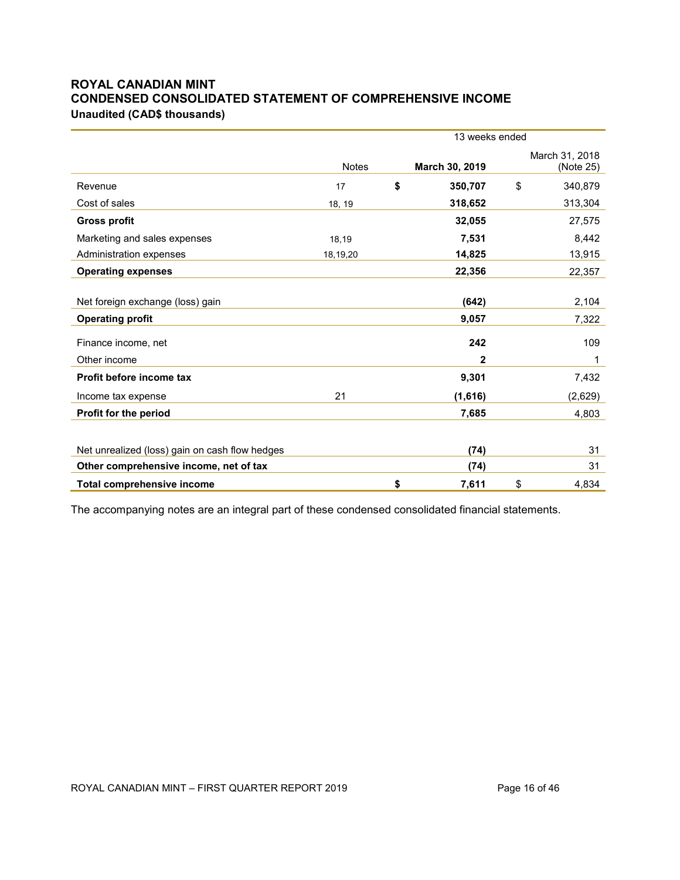# ROYAL CANADIAN MINT

## CONDENSED CONSOLIDATED STATEMENT OF COMPREHENSIVE INCOME

**Unaudited (CAD$ thousands)**

| | Notes | 13 weeks ended March 30, 2019 | 13 weeks ended March 31, 2018 (Note 25) |
|---|---|---|---|
| Revenue | 17 | **$ 350,707** | $ 340,879 |
| Cost of sales | 18, 19 | **318,652** | 313,304 |
| **Gross profit** | | **32,055** | 27,575 |
| Marketing and sales expenses | 18,19 | **7,531** | 8,442 |
| Administration expenses | 18,19,20 | **14,825** | 13,915 |
| **Operating expenses** | | **22,356** | 22,357 |
| Net foreign exchange (loss) gain | | **(642)** | 2,104 |
| **Operating profit** | | **9,057** | 7,322 |
| Finance income, net | | **242** | 109 |
| Other income | | **2** | 1 |
| **Profit before income tax** | | **9,301** | 7,432 |
| Income tax expense | 21 | **(1,616)** | (2,629) |
| **Profit for the period** | | **7,685** | 4,803 |
| Net unrealized (loss) gain on cash flow hedges | | **(74)** | 31 |
| **Other comprehensive income, net of tax** | | **(74)** | 31 |
| **Total comprehensive income** | | **$ 7,611** | $ 4,834 |

The accompanying notes are an integral part of these condensed consolidated financial statements.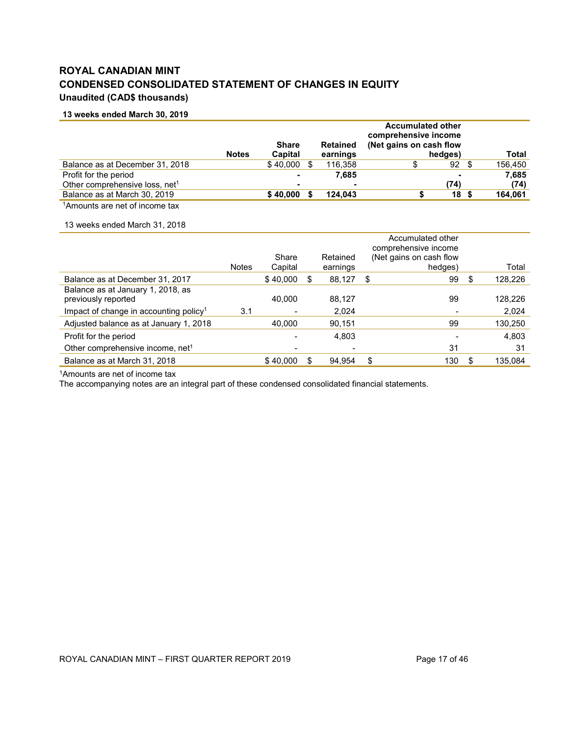# ROYAL CANADIAN MINT
# CONDENSED CONSOLIDATED STATEMENT OF CHANGES IN EQUITY
### Unaudited (CAD$ thousands)

**13 weeks ended March 30, 2019**

| | **Notes** | **Share Capital** | **Retained earnings** | **Accumulated other comprehensive income (Net gains on cash flow hedges)** | **Total** |
|---|---|---|---|---|---|
| Balance as at December 31, 2018 | | $ 40,000 | $ 116,358 | $ 92 | $ 156,450 |
| Profit for the period | | **-** | **7,685** | **-** | **7,685** |
| Other comprehensive loss, net[1] | | **-** | **-** | **(74)** | **(74)** |
| Balance as at March 30, 2019 | | **$ 40,000** | **$ 124,043** | **$ 18** | **$ 164,061** |

[1]Amounts are net of income tax

13 weeks ended March 31, 2018

| | Notes | Share Capital | Retained earnings | Accumulated other comprehensive income (Net gains on cash flow hedges) | Total |
|---|---|---|---|---|---|
| Balance as at December 31, 2017 | | $ 40,000 | $ 88,127 | $ 99 | $ 128,226 |
| Balance as at January 1, 2018, as previously reported | | 40,000 | 88,127 | 99 | 128,226 |
| Impact of change in accounting policy[1] | 3.1 | - | 2,024 | - | 2,024 |
| Adjusted balance as at January 1, 2018 | | 40,000 | 90,151 | 99 | 130,250 |
| Profit for the period | | - | 4,803 | - | 4,803 |
| Other comprehensive income, net[1] | | - | - | 31 | 31 |
| Balance as at March 31, 2018 | | $ 40,000 | $ 94,954 | $ 130 | $ 135,084 |

[1]Amounts are net of income tax

The accompanying notes are an integral part of these condensed consolidated financial statements.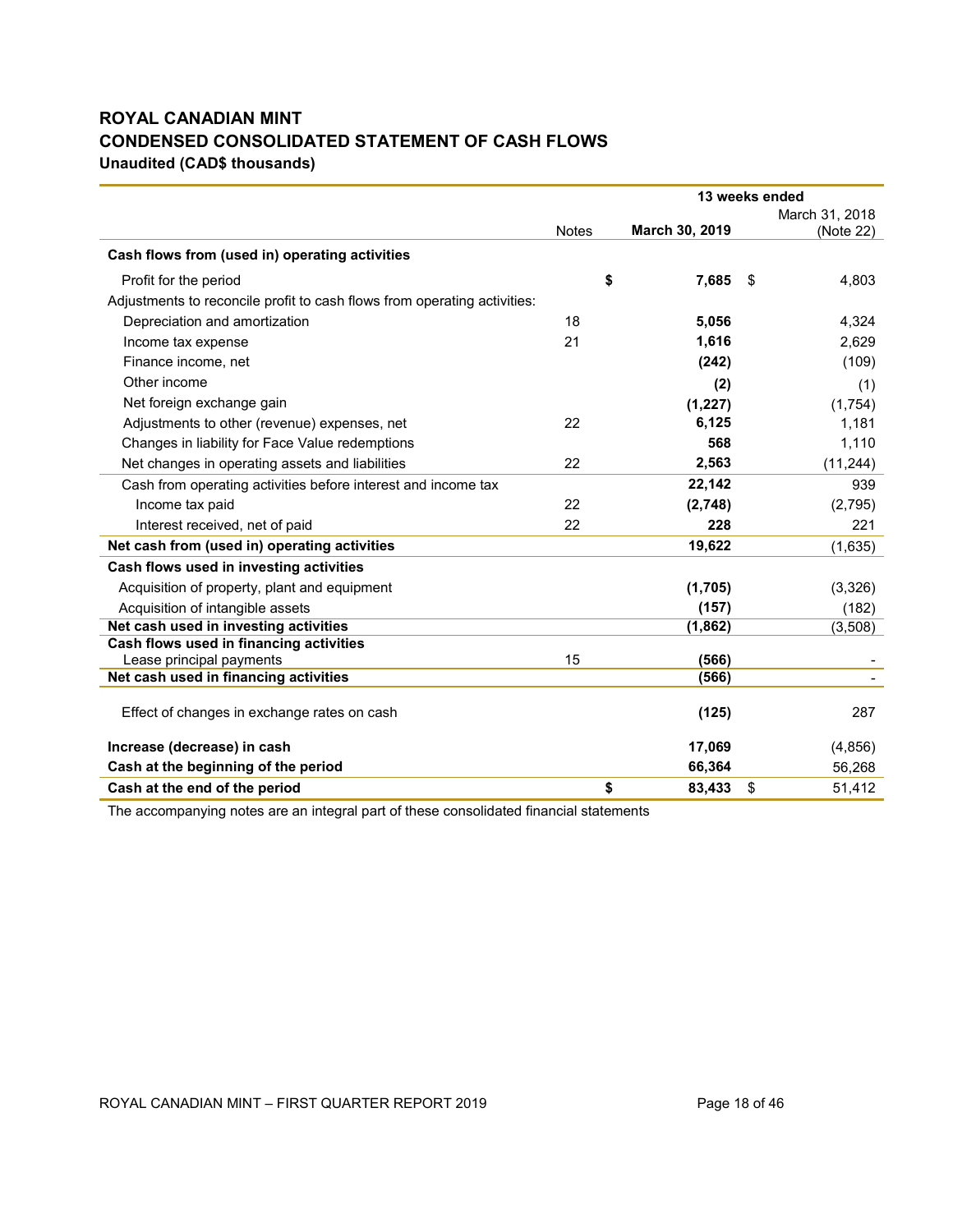# ROYAL CANADIAN MINT
## CONDENSED CONSOLIDATED STATEMENT OF CASH FLOWS
**Unaudited (CAD$ thousands)**

| | Notes | 13 weeks ended March 30, 2019 | March 31, 2018 (Note 22) |
|---|---|---|---|
| **Cash flows from (used in) operating activities** | | | |
| Profit for the period | | $ **7,685** | $ 4,803 |
| Adjustments to reconcile profit to cash flows from operating activities: | | | |
| Depreciation and amortization | 18 | **5,056** | 4,324 |
| Income tax expense | 21 | **1,616** | 2,629 |
| Finance income, net | | **(242)** | (109) |
| Other income | | **(2)** | (1) |
| Net foreign exchange gain | | **(1,227)** | (1,754) |
| Adjustments to other (revenue) expenses, net | 22 | **6,125** | 1,181 |
| Changes in liability for Face Value redemptions | | **568** | 1,110 |
| Net changes in operating assets and liabilities | 22 | **2,563** | (11,244) |
| Cash from operating activities before interest and income tax | | **22,142** | 939 |
| Income tax paid | 22 | **(2,748)** | (2,795) |
| Interest received, net of paid | 22 | **228** | 221 |
| **Net cash from (used in) operating activities** | | **19,622** | (1,635) |
| **Cash flows used in investing activities** | | | |
| Acquisition of property, plant and equipment | | **(1,705)** | (3,326) |
| Acquisition of intangible assets | | **(157)** | (182) |
| **Net cash used in investing activities** | | **(1,862)** | (3,508) |
| **Cash flows used in financing activities** | | | |
| Lease principal payments | 15 | **(566)** | - |
| **Net cash used in financing activities** | | **(566)** | - |
| Effect of changes in exchange rates on cash | | **(125)** | 287 |
| **Increase (decrease) in cash** | | **17,069** | (4,856) |
| **Cash at the beginning of the period** | | **66,364** | 56,268 |
| **Cash at the end of the period** | | $ **83,433** | $ 51,412 |

The accompanying notes are an integral part of these consolidated financial statements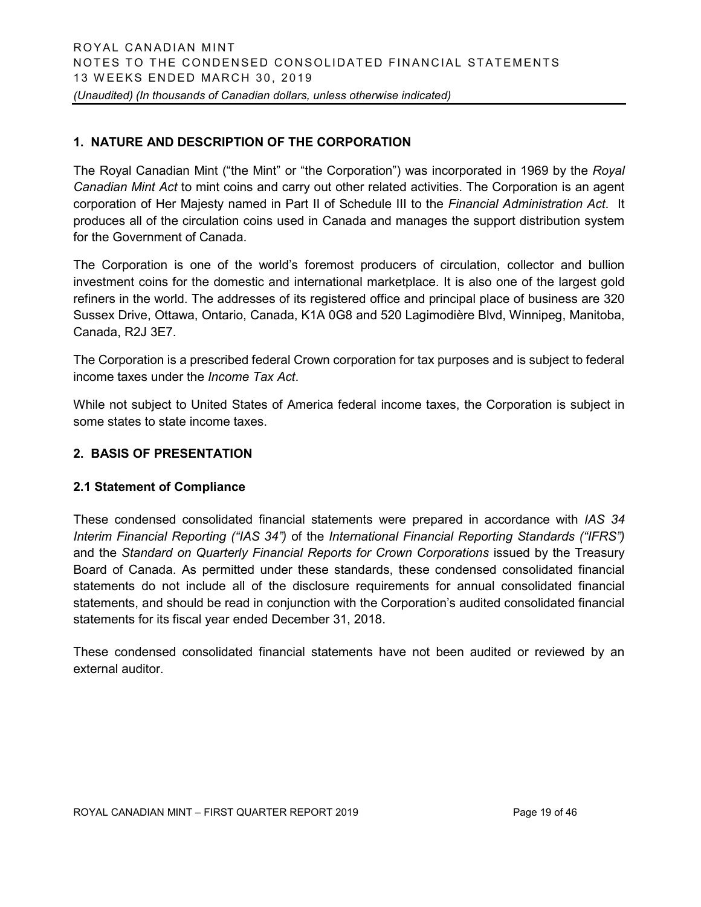## 1. NATURE AND DESCRIPTION OF THE CORPORATION

The Royal Canadian Mint ("the Mint" or "the Corporation") was incorporated in 1969 by the *Royal Canadian Mint Act* to mint coins and carry out other related activities. The Corporation is an agent corporation of Her Majesty named in Part II of Schedule III to the *Financial Administration Act*. It produces all of the circulation coins used in Canada and manages the support distribution system for the Government of Canada.

The Corporation is one of the world's foremost producers of circulation, collector and bullion investment coins for the domestic and international marketplace. It is also one of the largest gold refiners in the world. The addresses of its registered office and principal place of business are 320 Sussex Drive, Ottawa, Ontario, Canada, K1A 0G8 and 520 Lagimodière Blvd, Winnipeg, Manitoba, Canada, R2J 3E7.

The Corporation is a prescribed federal Crown corporation for tax purposes and is subject to federal income taxes under the *Income Tax Act*.

While not subject to United States of America federal income taxes, the Corporation is subject in some states to state income taxes.

## 2. BASIS OF PRESENTATION

### 2.1 Statement of Compliance

These condensed consolidated financial statements were prepared in accordance with *IAS 34 Interim Financial Reporting ("IAS 34")* of the *International Financial Reporting Standards ("IFRS")* and the *Standard on Quarterly Financial Reports for Crown Corporations* issued by the Treasury Board of Canada. As permitted under these standards, these condensed consolidated financial statements do not include all of the disclosure requirements for annual consolidated financial statements, and should be read in conjunction with the Corporation's audited consolidated financial statements for its fiscal year ended December 31, 2018.

These condensed consolidated financial statements have not been audited or reviewed by an external auditor.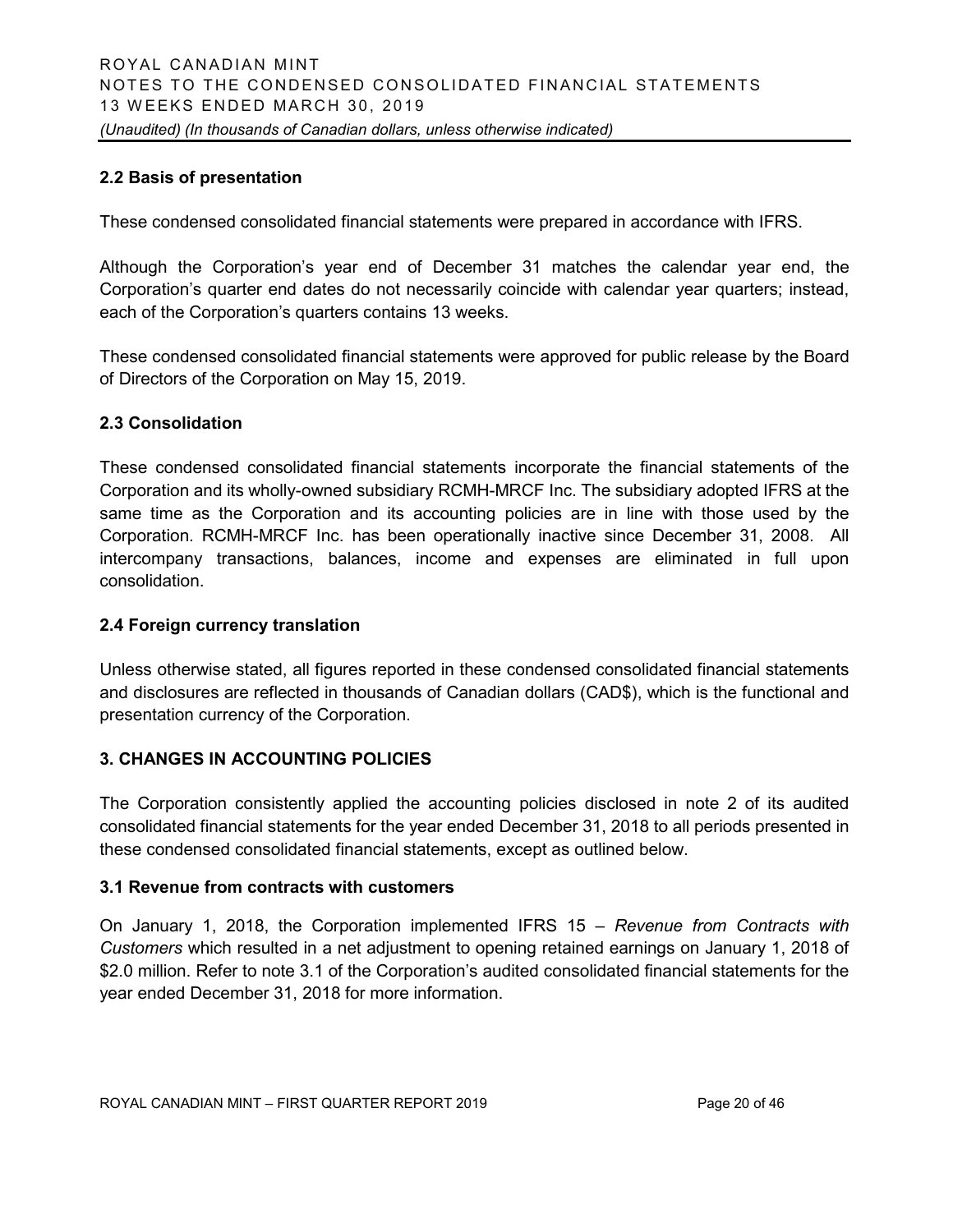## 2.2 Basis of presentation

These condensed consolidated financial statements were prepared in accordance with IFRS.

Although the Corporation's year end of December 31 matches the calendar year end, the Corporation's quarter end dates do not necessarily coincide with calendar year quarters; instead, each of the Corporation's quarters contains 13 weeks.

These condensed consolidated financial statements were approved for public release by the Board of Directors of the Corporation on May 15, 2019.

## 2.3 Consolidation

These condensed consolidated financial statements incorporate the financial statements of the Corporation and its wholly-owned subsidiary RCMH-MRCF Inc. The subsidiary adopted IFRS at the same time as the Corporation and its accounting policies are in line with those used by the Corporation. RCMH-MRCF Inc. has been operationally inactive since December 31, 2008. All intercompany transactions, balances, income and expenses are eliminated in full upon consolidation.

## 2.4 Foreign currency translation

Unless otherwise stated, all figures reported in these condensed consolidated financial statements and disclosures are reflected in thousands of Canadian dollars (CAD$), which is the functional and presentation currency of the Corporation.

# 3. CHANGES IN ACCOUNTING POLICIES

The Corporation consistently applied the accounting policies disclosed in note 2 of its audited consolidated financial statements for the year ended December 31, 2018 to all periods presented in these condensed consolidated financial statements, except as outlined below.

## 3.1 Revenue from contracts with customers

On January 1, 2018, the Corporation implemented IFRS 15 – *Revenue from Contracts with Customers* which resulted in a net adjustment to opening retained earnings on January 1, 2018 of $2.0 million. Refer to note 3.1 of the Corporation's audited consolidated financial statements for the year ended December 31, 2018 for more information.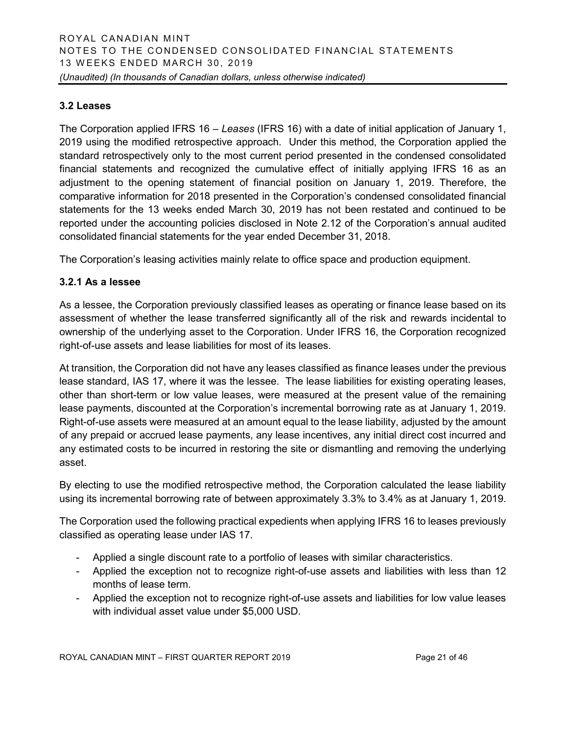### 3.2 Leases

The Corporation applied IFRS 16 – *Leases* (IFRS 16) with a date of initial application of January 1, 2019 using the modified retrospective approach. Under this method, the Corporation applied the standard retrospectively only to the most current period presented in the condensed consolidated financial statements and recognized the cumulative effect of initially applying IFRS 16 as an adjustment to the opening statement of financial position on January 1, 2019. Therefore, the comparative information for 2018 presented in the Corporation's condensed consolidated financial statements for the 13 weeks ended March 30, 2019 has not been restated and continued to be reported under the accounting policies disclosed in Note 2.12 of the Corporation's annual audited consolidated financial statements for the year ended December 31, 2018.

The Corporation's leasing activities mainly relate to office space and production equipment.

#### 3.2.1 As a lessee

As a lessee, the Corporation previously classified leases as operating or finance lease based on its assessment of whether the lease transferred significantly all of the risk and rewards incidental to ownership of the underlying asset to the Corporation. Under IFRS 16, the Corporation recognized right-of-use assets and lease liabilities for most of its leases.

At transition, the Corporation did not have any leases classified as finance leases under the previous lease standard, IAS 17, where it was the lessee. The lease liabilities for existing operating leases, other than short-term or low value leases, were measured at the present value of the remaining lease payments, discounted at the Corporation's incremental borrowing rate as at January 1, 2019. Right-of-use assets were measured at an amount equal to the lease liability, adjusted by the amount of any prepaid or accrued lease payments, any lease incentives, any initial direct cost incurred and any estimated costs to be incurred in restoring the site or dismantling and removing the underlying asset.

By electing to use the modified retrospective method, the Corporation calculated the lease liability using its incremental borrowing rate of between approximately 3.3% to 3.4% as at January 1, 2019.

The Corporation used the following practical expedients when applying IFRS 16 to leases previously classified as operating lease under IAS 17.

- Applied a single discount rate to a portfolio of leases with similar characteristics.
- Applied the exception not to recognize right-of-use assets and liabilities with less than 12 months of lease term.
- Applied the exception not to recognize right-of-use assets and liabilities for low value leases with individual asset value under $5,000 USD.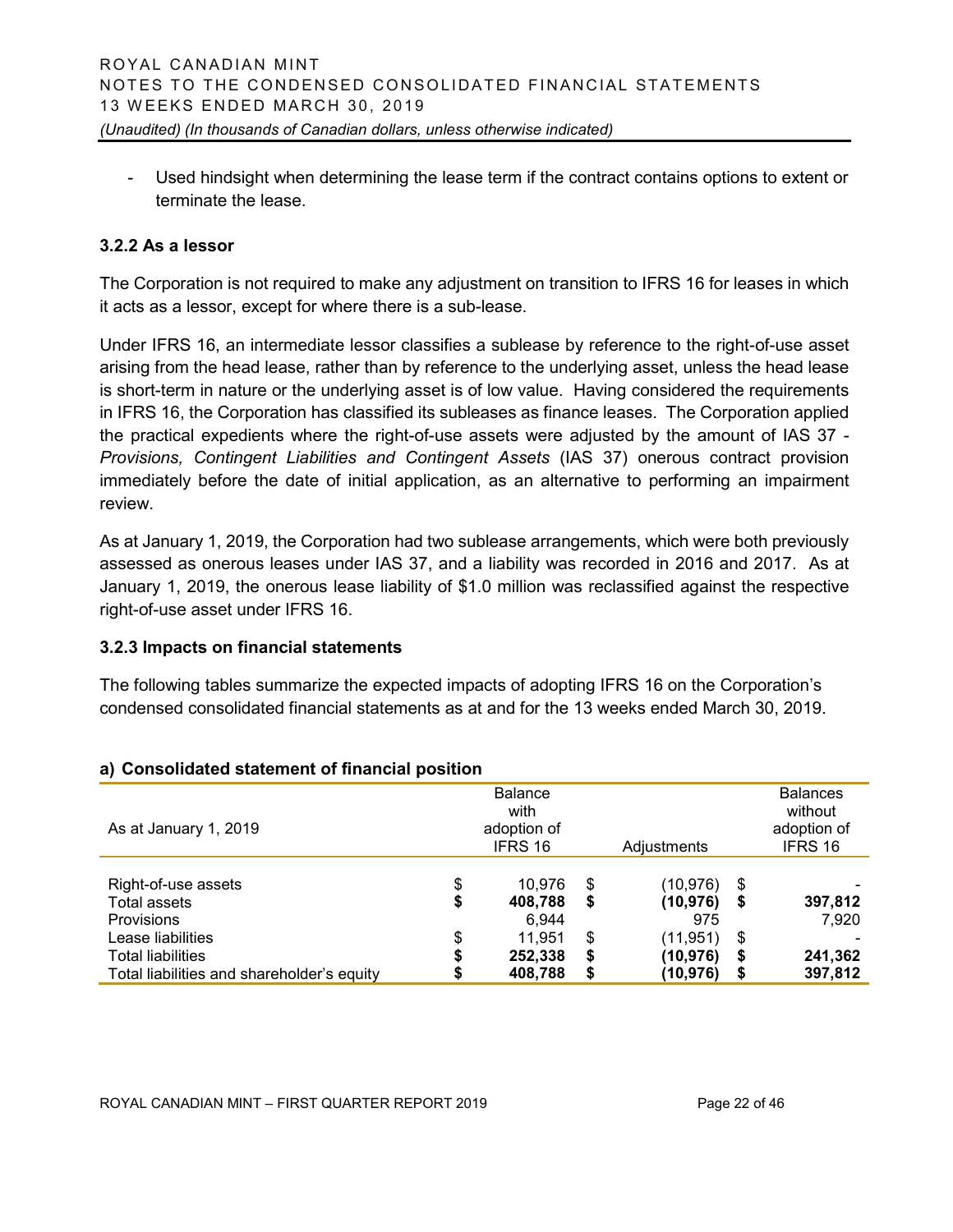- Used hindsight when determining the lease term if the contract contains options to extent or terminate the lease.

### 3.2.2 As a lessor

The Corporation is not required to make any adjustment on transition to IFRS 16 for leases in which it acts as a lessor, except for where there is a sub-lease.

Under IFRS 16, an intermediate lessor classifies a sublease by reference to the right-of-use asset arising from the head lease, rather than by reference to the underlying asset, unless the head lease is short-term in nature or the underlying asset is of low value. Having considered the requirements in IFRS 16, the Corporation has classified its subleases as finance leases. The Corporation applied the practical expedients where the right-of-use assets were adjusted by the amount of IAS 37 - *Provisions, Contingent Liabilities and Contingent Assets* (IAS 37) onerous contract provision immediately before the date of initial application, as an alternative to performing an impairment review.

As at January 1, 2019, the Corporation had two sublease arrangements, which were both previously assessed as onerous leases under IAS 37, and a liability was recorded in 2016 and 2017. As at January 1, 2019, the onerous lease liability of $1.0 million was reclassified against the respective right-of-use asset under IFRS 16.

### 3.2.3 Impacts on financial statements

The following tables summarize the expected impacts of adopting IFRS 16 on the Corporation's condensed consolidated financial statements as at and for the 13 weeks ended March 30, 2019.

**a) Consolidated statement of financial position**

| As at January 1, 2019 | Balance with adoption of IFRS 16 | Adjustments | Balances without adoption of IFRS 16 |
|---|---|---|---|
| Right-of-use assets | $ 10,976 | $ (10,976) | $ - |
| Total assets | **$ 408,788** | **$ (10,976)** | **$ 397,812** |
| Provisions | 6,944 | 975 | 7,920 |
| Lease liabilities | $ 11,951 | $ (11,951) | $ - |
| Total liabilities | **$ 252,338** | **$ (10,976)** | **$ 241,362** |
| Total liabilities and shareholder's equity | **$ 408,788** | **$ (10,976)** | **$ 397,812** |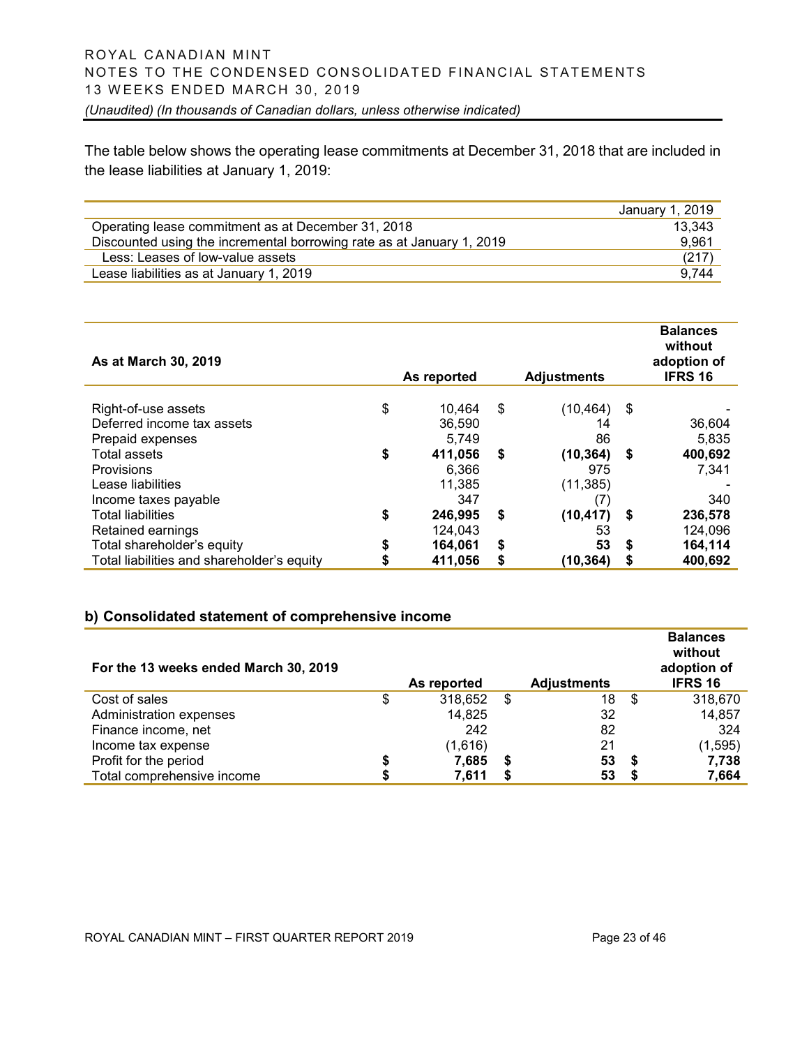The table below shows the operating lease commitments at December 31, 2018 that are included in the lease liabilities at January 1, 2019:

| | January 1, 2019 |
|---|---|
| Operating lease commitment as at December 31, 2018 | 13,343 |
| Discounted using the incremental borrowing rate as at January 1, 2019 | 9,961 |
| Less: Leases of low-value assets | (217) |
| Lease liabilities as at January 1, 2019 | 9,744 |

| **As at March 30, 2019** | **As reported** | **Adjustments** | **Balances without adoption of IFRS 16** |
|---|---|---|---|
| Right-of-use assets | $ 10,464 | $ (10,464) | $ - |
| Deferred income tax assets | 36,590 | 14 | 36,604 |
| Prepaid expenses | 5,749 | 86 | 5,835 |
| Total assets | **$ 411,056** | **$ (10,364)** | **$ 400,692** |
| Provisions | 6,366 | 975 | 7,341 |
| Lease liabilities | 11,385 | (11,385) | - |
| Income taxes payable | 347 | (7) | 340 |
| Total liabilities | **$ 246,995** | **$ (10,417)** | **$ 236,578** |
| Retained earnings | 124,043 | 53 | 124,096 |
| Total shareholder's equity | **$ 164,061** | **$ 53** | **$ 164,114** |
| Total liabilities and shareholder's equity | **$ 411,056** | **$ (10,364)** | **$ 400,692** |

## b) Consolidated statement of comprehensive income

| **For the 13 weeks ended March 30, 2019** | **As reported** | **Adjustments** | **Balances without adoption of IFRS 16** |
|---|---|---|---|
| Cost of sales | $ 318,652 | $ 18 | $ 318,670 |
| Administration expenses | 14,825 | 32 | 14,857 |
| Finance income, net | 242 | 82 | 324 |
| Income tax expense | (1,616) | 21 | (1,595) |
| Profit for the period | **$ 7,685** | **$ 53** | **$ 7,738** |
| Total comprehensive income | **$ 7,611** | **$ 53** | **$ 7,664** |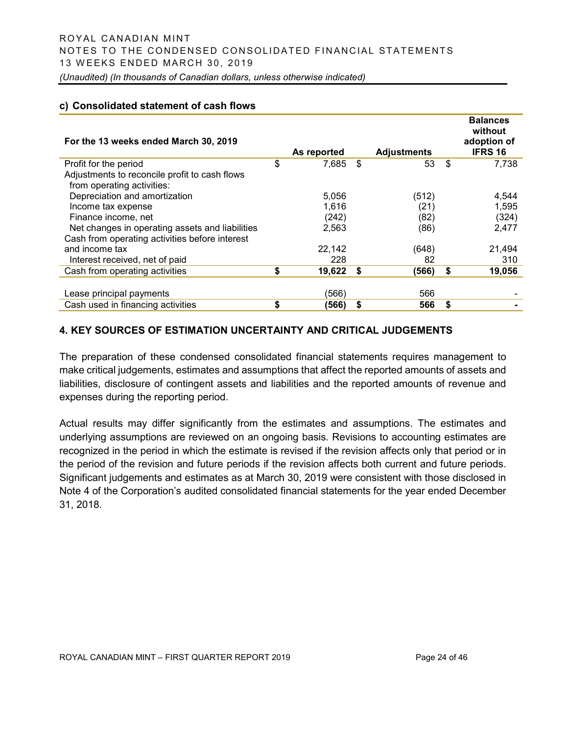### c) Consolidated statement of cash flows

| For the 13 weeks ended March 30, 2019 | As reported | Adjustments | Balances without adoption of IFRS 16 |
|---|---|---|---|
| Profit for the period | $ 7,685 | $ 53 | $ 7,738 |
| Adjustments to reconcile profit to cash flows from operating activities: | | | |
| Depreciation and amortization | 5,056 | (512) | 4,544 |
| Income tax expense | 1,616 | (21) | 1,595 |
| Finance income, net | (242) | (82) | (324) |
| Net changes in operating assets and liabilities | 2,563 | (86) | 2,477 |
| Cash from operating activities before interest and income tax | 22,142 | (648) | 21,494 |
| Interest received, net of paid | 228 | 82 | 310 |
| **Cash from operating activities** | **$ 19,622** | **$ (566)** | **$ 19,056** |
| | | | |
| Lease principal payments | (566) | 566 | - |
| **Cash used in financing activities** | **$ (566)** | **$ 566** | **$ -** |

## 4. KEY SOURCES OF ESTIMATION UNCERTAINTY AND CRITICAL JUDGEMENTS

The preparation of these condensed consolidated financial statements requires management to make critical judgements, estimates and assumptions that affect the reported amounts of assets and liabilities, disclosure of contingent assets and liabilities and the reported amounts of revenue and expenses during the reporting period.

Actual results may differ significantly from the estimates and assumptions. The estimates and underlying assumptions are reviewed on an ongoing basis. Revisions to accounting estimates are recognized in the period in which the estimate is revised if the revision affects only that period or in the period of the revision and future periods if the revision affects both current and future periods. Significant judgements and estimates as at March 30, 2019 were consistent with those disclosed in Note 4 of the Corporation's audited consolidated financial statements for the year ended December 31, 2018.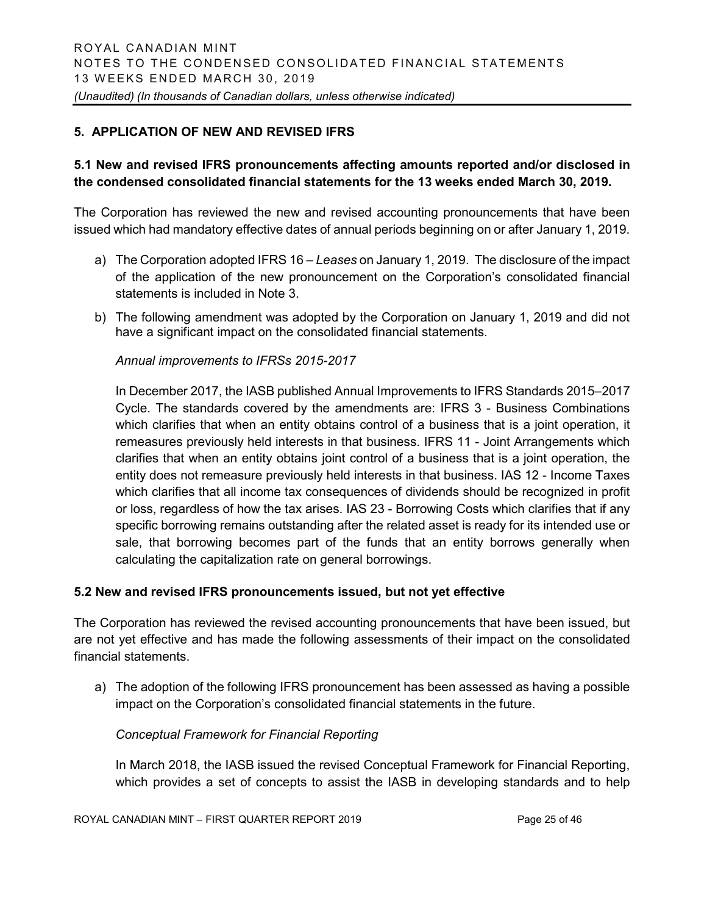## 5. APPLICATION OF NEW AND REVISED IFRS

### 5.1 New and revised IFRS pronouncements affecting amounts reported and/or disclosed in the condensed consolidated financial statements for the 13 weeks ended March 30, 2019.

The Corporation has reviewed the new and revised accounting pronouncements that have been issued which had mandatory effective dates of annual periods beginning on or after January 1, 2019.

a) The Corporation adopted IFRS 16 – *Leases* on January 1, 2019. The disclosure of the impact of the application of the new pronouncement on the Corporation's consolidated financial statements is included in Note 3.

b) The following amendment was adopted by the Corporation on January 1, 2019 and did not have a significant impact on the consolidated financial statements.

   *Annual improvements to IFRSs 2015-2017*

   In December 2017, the IASB published Annual Improvements to IFRS Standards 2015–2017 Cycle. The standards covered by the amendments are: IFRS 3 - Business Combinations which clarifies that when an entity obtains control of a business that is a joint operation, it remeasures previously held interests in that business. IFRS 11 - Joint Arrangements which clarifies that when an entity obtains joint control of a business that is a joint operation, the entity does not remeasure previously held interests in that business. IAS 12 - Income Taxes which clarifies that all income tax consequences of dividends should be recognized in profit or loss, regardless of how the tax arises. IAS 23 - Borrowing Costs which clarifies that if any specific borrowing remains outstanding after the related asset is ready for its intended use or sale, that borrowing becomes part of the funds that an entity borrows generally when calculating the capitalization rate on general borrowings.

### 5.2 New and revised IFRS pronouncements issued, but not yet effective

The Corporation has reviewed the revised accounting pronouncements that have been issued, but are not yet effective and has made the following assessments of their impact on the consolidated financial statements.

a) The adoption of the following IFRS pronouncement has been assessed as having a possible impact on the Corporation's consolidated financial statements in the future.

   *Conceptual Framework for Financial Reporting*

   In March 2018, the IASB issued the revised Conceptual Framework for Financial Reporting, which provides a set of concepts to assist the IASB in developing standards and to help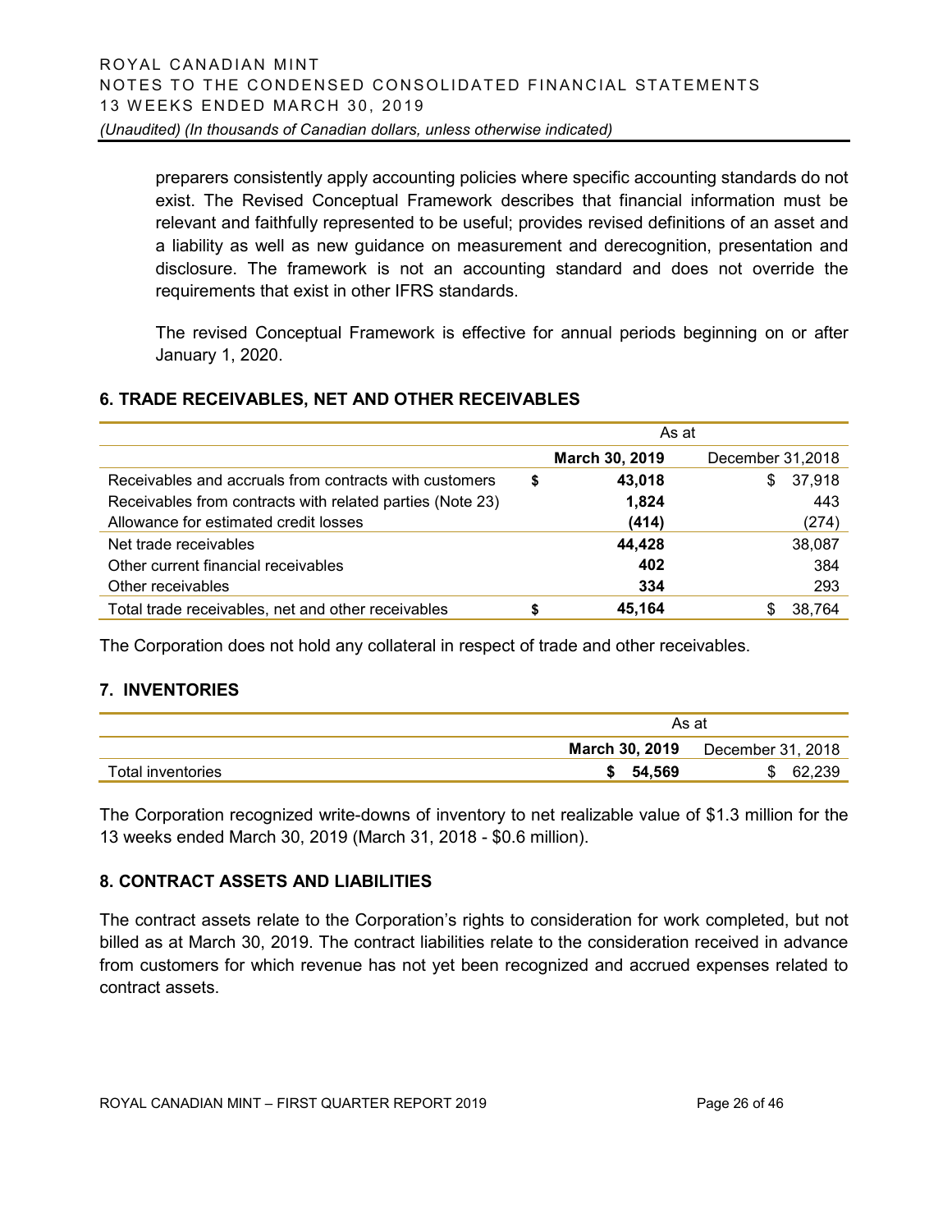preparers consistently apply accounting policies where specific accounting standards do not exist. The Revised Conceptual Framework describes that financial information must be relevant and faithfully represented to be useful; provides revised definitions of an asset and a liability as well as new guidance on measurement and derecognition, presentation and disclosure. The framework is not an accounting standard and does not override the requirements that exist in other IFRS standards.

The revised Conceptual Framework is effective for annual periods beginning on or after January 1, 2020.

## 6. TRADE RECEIVABLES, NET AND OTHER RECEIVABLES

| | As at | |
|---|---|---|
| | **March 30, 2019** | December 31,2018 |
| Receivables and accruals from contracts with customers | **$ 43,018** | $ 37,918 |
| Receivables from contracts with related parties (Note 23) | **1,824** | 443 |
| Allowance for estimated credit losses | **(414)** | (274) |
| Net trade receivables | **44,428** | 38,087 |
| Other current financial receivables | **402** | 384 |
| Other receivables | **334** | 293 |
| Total trade receivables, net and other receivables | **$ 45,164** | $ 38,764 |

The Corporation does not hold any collateral in respect of trade and other receivables.

## 7. INVENTORIES

| | As at | |
|---|---|---|
| | **March 30, 2019** | December 31, 2018 |
| Total inventories | **$ 54,569** | $ 62,239 |

The Corporation recognized write-downs of inventory to net realizable value of $1.3 million for the 13 weeks ended March 30, 2019 (March 31, 2018 - $0.6 million).

## 8. CONTRACT ASSETS AND LIABILITIES

The contract assets relate to the Corporation's rights to consideration for work completed, but not billed as at March 30, 2019. The contract liabilities relate to the consideration received in advance from customers for which revenue has not yet been recognized and accrued expenses related to contract assets.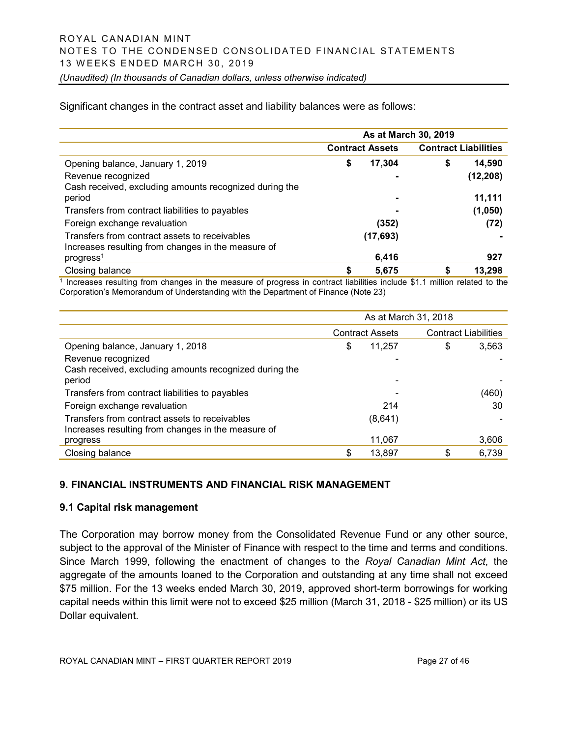Significant changes in the contract asset and liability balances were as follows:

| | As at March 30, 2019 | |
|---|---|---|
| | **Contract Assets** | **Contract Liabilities** |
| Opening balance, January 1, 2019 | $ 17,304 | $ 14,590 |
| Revenue recognized | - | (12,208) |
| Cash received, excluding amounts recognized during the period | - | 11,111 |
| Transfers from contract liabilities to payables | - | (1,050) |
| Foreign exchange revaluation | (352) | (72) |
| Transfers from contract assets to receivables | (17,693) | - |
| Increases resulting from changes in the measure of progress[1] | 6,416 | 927 |
| Closing balance | $ 5,675 | $ 13,298 |

[1] Increases resulting from changes in the measure of progress in contract liabilities include $1.1 million related to the Corporation's Memorandum of Understanding with the Department of Finance (Note 23)

| | As at March 31, 2018 | |
|---|---|---|
| | Contract Assets | Contract Liabilities |
| Opening balance, January 1, 2018 | $ 11,257 | $ 3,563 |
| Revenue recognized | - | - |
| Cash received, excluding amounts recognized during the period | - | - |
| Transfers from contract liabilities to payables | - | (460) |
| Foreign exchange revaluation | 214 | 30 |
| Transfers from contract assets to receivables | (8,641) | - |
| Increases resulting from changes in the measure of progress | 11,067 | 3,606 |
| Closing balance | $ 13,897 | $ 6,739 |

## 9. FINANCIAL INSTRUMENTS AND FINANCIAL RISK MANAGEMENT

### 9.1 Capital risk management

The Corporation may borrow money from the Consolidated Revenue Fund or any other source, subject to the approval of the Minister of Finance with respect to the time and terms and conditions. Since March 1999, following the enactment of changes to the *Royal Canadian Mint Act*, the aggregate of the amounts loaned to the Corporation and outstanding at any time shall not exceed $75 million. For the 13 weeks ended March 30, 2019, approved short-term borrowings for working capital needs within this limit were not to exceed $25 million (March 31, 2018 - $25 million) or its US Dollar equivalent.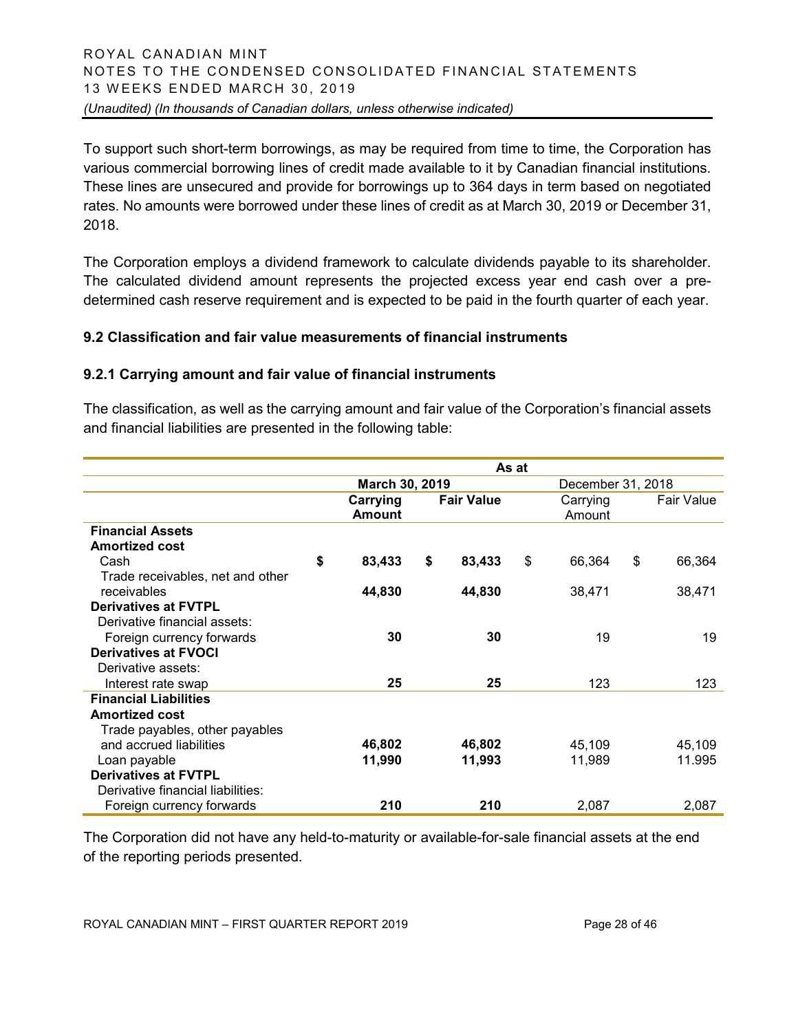To support such short-term borrowings, as may be required from time to time, the Corporation has various commercial borrowing lines of credit made available to it by Canadian financial institutions. These lines are unsecured and provide for borrowings up to 364 days in term based on negotiated rates. No amounts were borrowed under these lines of credit as at March 30, 2019 or December 31, 2018.

The Corporation employs a dividend framework to calculate dividends payable to its shareholder. The calculated dividend amount represents the projected excess year end cash over a pre-determined cash reserve requirement and is expected to be paid in the fourth quarter of each year.

### 9.2 Classification and fair value measurements of financial instruments

### 9.2.1 Carrying amount and fair value of financial instruments

The classification, as well as the carrying amount and fair value of the Corporation's financial assets and financial liabilities are presented in the following table:

| | As at | | | |
|---|---|---|---|---|
| | **March 30, 2019** | | December 31, 2018 | |
| | **Carrying Amount** | **Fair Value** | Carrying Amount | Fair Value |
| **Financial Assets** | | | | |
| **Amortized cost** | | | | |
| Cash | **$ 83,433** | **$ 83,433** | $ 66,364 | $ 66,364 |
| Trade receivables, net and other receivables | **44,830** | **44,830** | 38,471 | 38,471 |
| **Derivatives at FVTPL** | | | | |
| Derivative financial assets: | | | | |
| Foreign currency forwards | **30** | **30** | 19 | 19 |
| **Derivatives at FVOCI** | | | | |
| Derivative assets: | | | | |
| Interest rate swap | **25** | **25** | 123 | 123 |
| **Financial Liabilities** | | | | |
| **Amortized cost** | | | | |
| Trade payables, other payables and accrued liabilities | **46,802** | **46,802** | 45,109 | 45,109 |
| Loan payable | **11,990** | **11,993** | 11,989 | 11.995 |
| **Derivatives at FVTPL** | | | | |
| Derivative financial liabilities: | | | | |
| Foreign currency forwards | **210** | **210** | 2,087 | 2,087 |

The Corporation did not have any held-to-maturity or available-for-sale financial assets at the end of the reporting periods presented.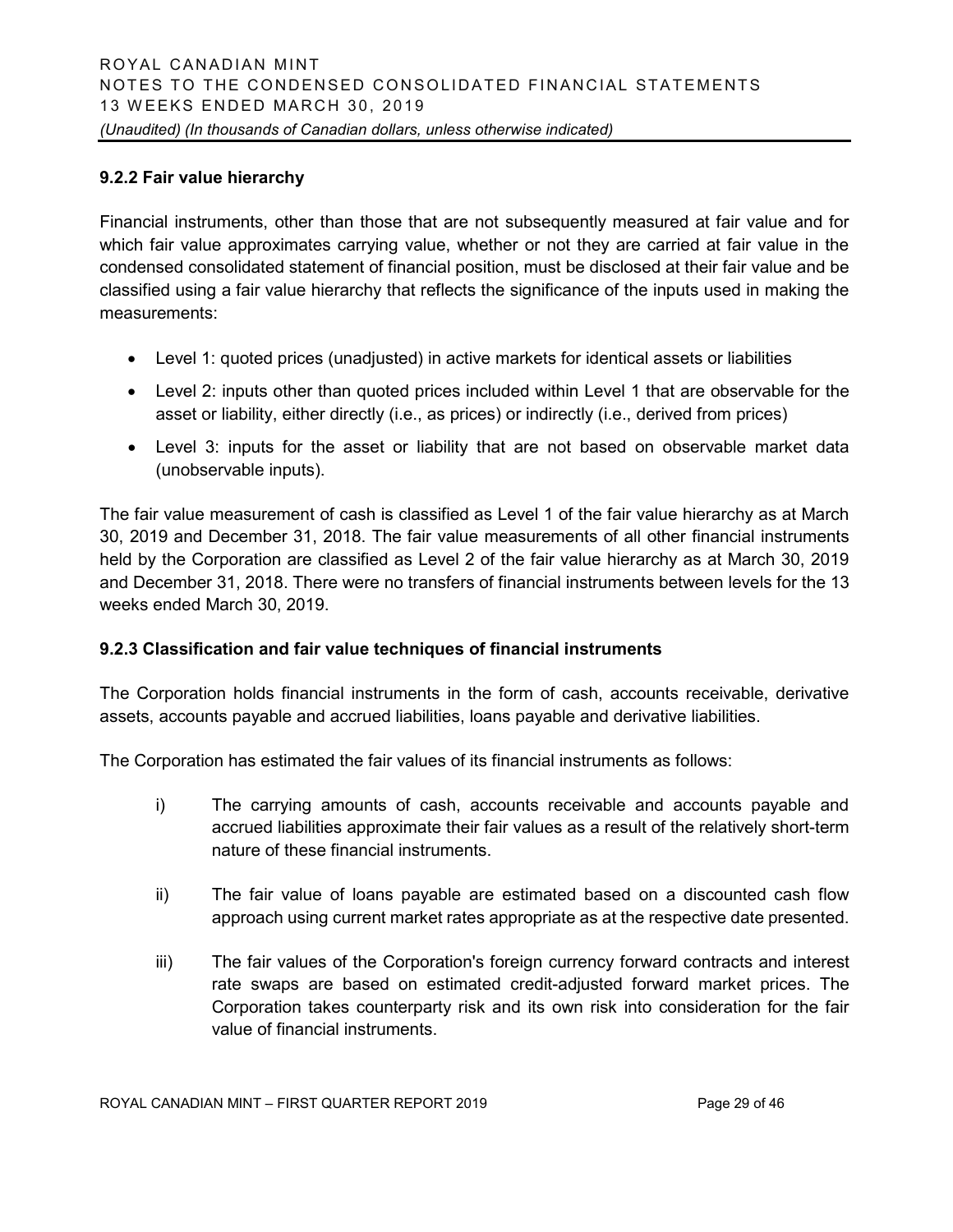### 9.2.2 Fair value hierarchy

Financial instruments, other than those that are not subsequently measured at fair value and for which fair value approximates carrying value, whether or not they are carried at fair value in the condensed consolidated statement of financial position, must be disclosed at their fair value and be classified using a fair value hierarchy that reflects the significance of the inputs used in making the measurements:

- Level 1: quoted prices (unadjusted) in active markets for identical assets or liabilities
- Level 2: inputs other than quoted prices included within Level 1 that are observable for the asset or liability, either directly (i.e., as prices) or indirectly (i.e., derived from prices)
- Level 3: inputs for the asset or liability that are not based on observable market data (unobservable inputs).

The fair value measurement of cash is classified as Level 1 of the fair value hierarchy as at March 30, 2019 and December 31, 2018. The fair value measurements of all other financial instruments held by the Corporation are classified as Level 2 of the fair value hierarchy as at March 30, 2019 and December 31, 2018. There were no transfers of financial instruments between levels for the 13 weeks ended March 30, 2019.

### 9.2.3 Classification and fair value techniques of financial instruments

The Corporation holds financial instruments in the form of cash, accounts receivable, derivative assets, accounts payable and accrued liabilities, loans payable and derivative liabilities.

The Corporation has estimated the fair values of its financial instruments as follows:

i) The carrying amounts of cash, accounts receivable and accounts payable and accrued liabilities approximate their fair values as a result of the relatively short-term nature of these financial instruments.

ii) The fair value of loans payable are estimated based on a discounted cash flow approach using current market rates appropriate as at the respective date presented.

iii) The fair values of the Corporation's foreign currency forward contracts and interest rate swaps are based on estimated credit-adjusted forward market prices. The Corporation takes counterparty risk and its own risk into consideration for the fair value of financial instruments.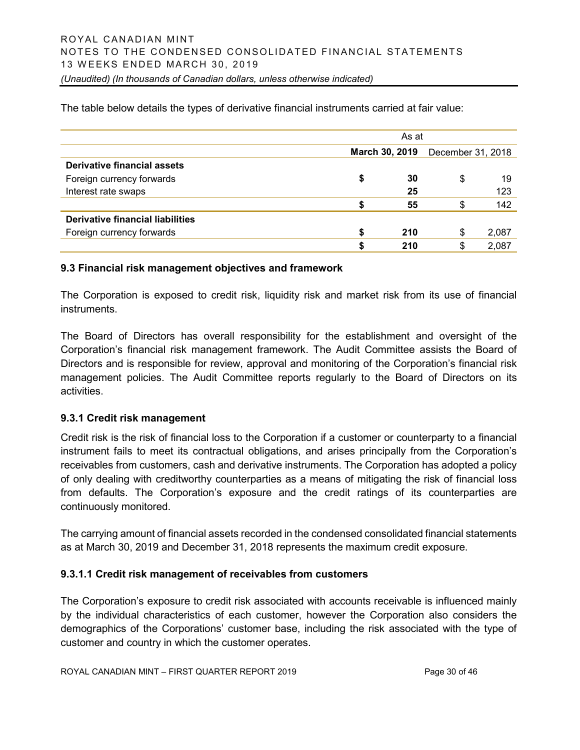The table below details the types of derivative financial instruments carried at fair value:

| | As at | |
|---|---|---|
| | **March 30, 2019** | December 31, 2018 |
| **Derivative financial assets** | | |
| Foreign currency forwards | **$ 30** | $ 19 |
| Interest rate swaps | **25** | 123 |
| | **$ 55** | $ 142 |
| **Derivative financial liabilities** | | |
| Foreign currency forwards | **$ 210** | $ 2,087 |
| | **$ 210** | $ 2,087 |

### 9.3 Financial risk management objectives and framework

The Corporation is exposed to credit risk, liquidity risk and market risk from its use of financial instruments.

The Board of Directors has overall responsibility for the establishment and oversight of the Corporation's financial risk management framework. The Audit Committee assists the Board of Directors and is responsible for review, approval and monitoring of the Corporation's financial risk management policies. The Audit Committee reports regularly to the Board of Directors on its activities.

#### 9.3.1 Credit risk management

Credit risk is the risk of financial loss to the Corporation if a customer or counterparty to a financial instrument fails to meet its contractual obligations, and arises principally from the Corporation's receivables from customers, cash and derivative instruments. The Corporation has adopted a policy of only dealing with creditworthy counterparties as a means of mitigating the risk of financial loss from defaults. The Corporation's exposure and the credit ratings of its counterparties are continuously monitored.

The carrying amount of financial assets recorded in the condensed consolidated financial statements as at March 30, 2019 and December 31, 2018 represents the maximum credit exposure.

##### 9.3.1.1 Credit risk management of receivables from customers

The Corporation's exposure to credit risk associated with accounts receivable is influenced mainly by the individual characteristics of each customer, however the Corporation also considers the demographics of the Corporations' customer base, including the risk associated with the type of customer and country in which the customer operates.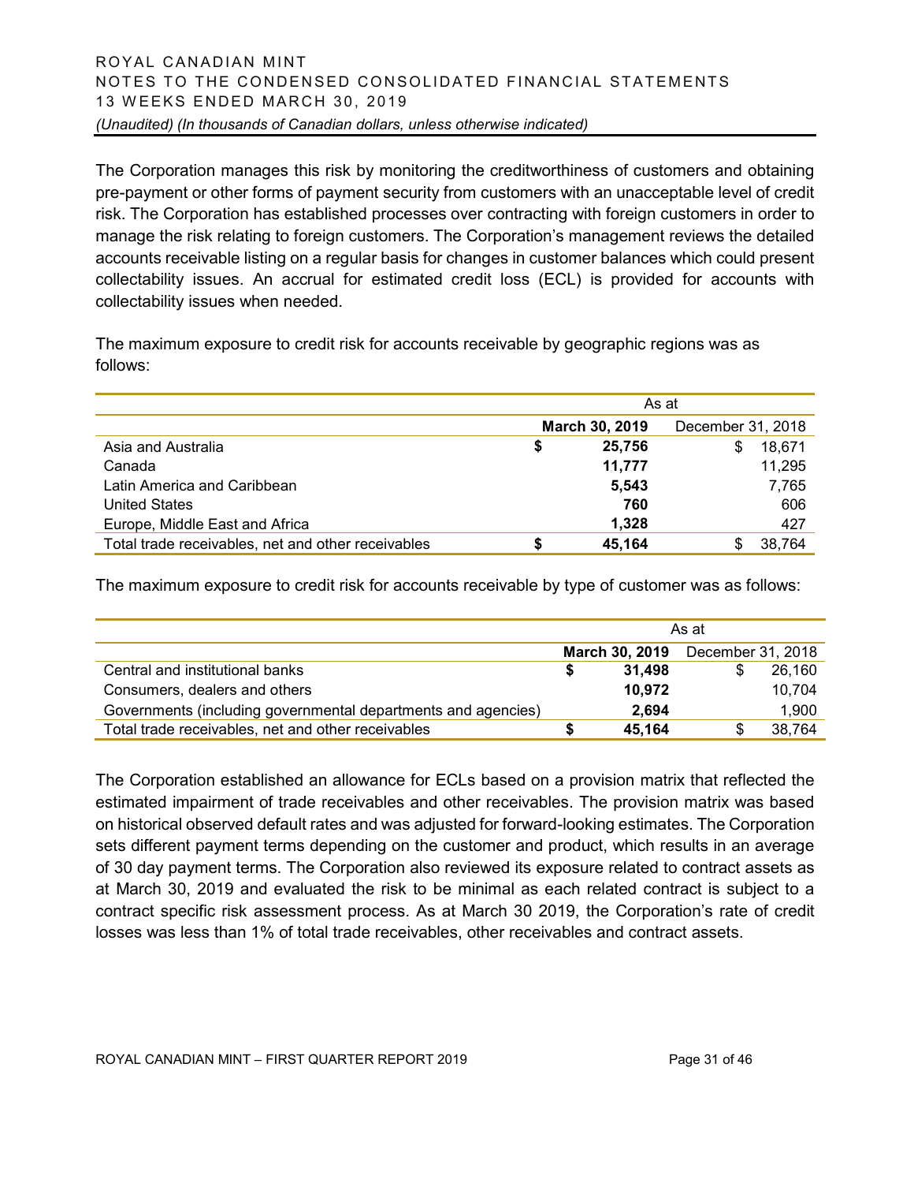The Corporation manages this risk by monitoring the creditworthiness of customers and obtaining pre-payment or other forms of payment security from customers with an unacceptable level of credit risk. The Corporation has established processes over contracting with foreign customers in order to manage the risk relating to foreign customers. The Corporation's management reviews the detailed accounts receivable listing on a regular basis for changes in customer balances which could present collectability issues. An accrual for estimated credit loss (ECL) is provided for accounts with collectability issues when needed.

The maximum exposure to credit risk for accounts receivable by geographic regions was as follows:

| | As at | |
|---|---|---|
| | **March 30, 2019** | December 31, 2018 |
| Asia and Australia | **$ 25,756** | $ 18,671 |
| Canada | **11,777** | 11,295 |
| Latin America and Caribbean | **5,543** | 7,765 |
| United States | **760** | 606 |
| Europe, Middle East and Africa | **1,328** | 427 |
| Total trade receivables, net and other receivables | **$ 45,164** | $ 38,764 |

The maximum exposure to credit risk for accounts receivable by type of customer was as follows:

| | As at | |
|---|---|---|
| | **March 30, 2019** | December 31, 2018 |
| Central and institutional banks | **$ 31,498** | $ 26,160 |
| Consumers, dealers and others | **10,972** | 10,704 |
| Governments (including governmental departments and agencies) | **2,694** | 1,900 |
| Total trade receivables, net and other receivables | **$ 45,164** | $ 38,764 |

The Corporation established an allowance for ECLs based on a provision matrix that reflected the estimated impairment of trade receivables and other receivables. The provision matrix was based on historical observed default rates and was adjusted for forward-looking estimates. The Corporation sets different payment terms depending on the customer and product, which results in an average of 30 day payment terms. The Corporation also reviewed its exposure related to contract assets as at March 30, 2019 and evaluated the risk to be minimal as each related contract is subject to a contract specific risk assessment process. As at March 30 2019, the Corporation's rate of credit losses was less than 1% of total trade receivables, other receivables and contract assets.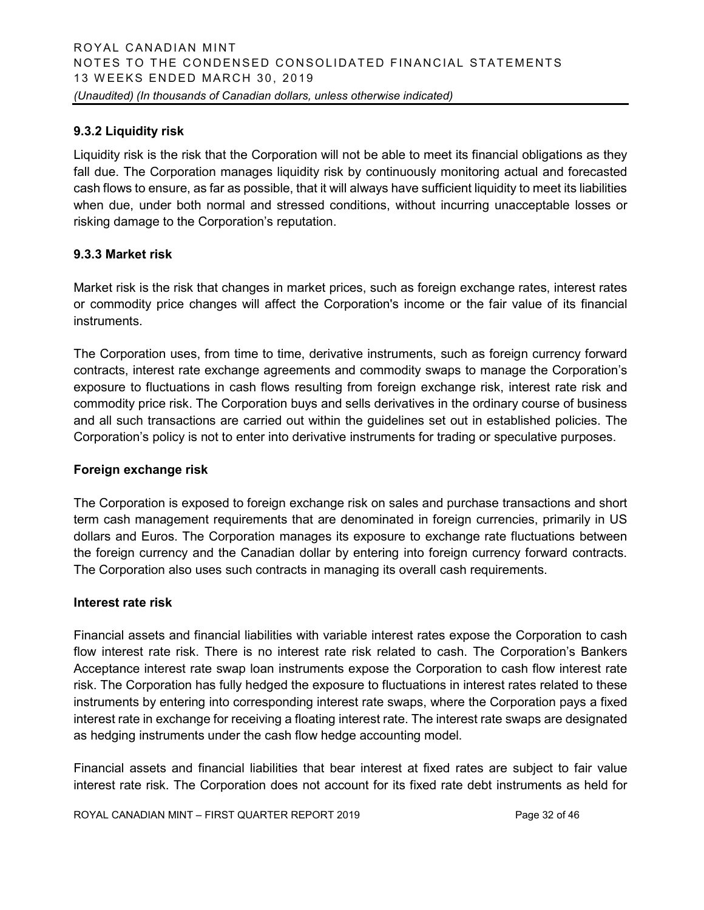### 9.3.2 Liquidity risk

Liquidity risk is the risk that the Corporation will not be able to meet its financial obligations as they fall due. The Corporation manages liquidity risk by continuously monitoring actual and forecasted cash flows to ensure, as far as possible, that it will always have sufficient liquidity to meet its liabilities when due, under both normal and stressed conditions, without incurring unacceptable losses or risking damage to the Corporation's reputation.

### 9.3.3 Market risk

Market risk is the risk that changes in market prices, such as foreign exchange rates, interest rates or commodity price changes will affect the Corporation's income or the fair value of its financial instruments.

The Corporation uses, from time to time, derivative instruments, such as foreign currency forward contracts, interest rate exchange agreements and commodity swaps to manage the Corporation's exposure to fluctuations in cash flows resulting from foreign exchange risk, interest rate risk and commodity price risk. The Corporation buys and sells derivatives in the ordinary course of business and all such transactions are carried out within the guidelines set out in established policies. The Corporation's policy is not to enter into derivative instruments for trading or speculative purposes.

#### Foreign exchange risk

The Corporation is exposed to foreign exchange risk on sales and purchase transactions and short term cash management requirements that are denominated in foreign currencies, primarily in US dollars and Euros. The Corporation manages its exposure to exchange rate fluctuations between the foreign currency and the Canadian dollar by entering into foreign currency forward contracts. The Corporation also uses such contracts in managing its overall cash requirements.

#### Interest rate risk

Financial assets and financial liabilities with variable interest rates expose the Corporation to cash flow interest rate risk. There is no interest rate risk related to cash. The Corporation's Bankers Acceptance interest rate swap loan instruments expose the Corporation to cash flow interest rate risk. The Corporation has fully hedged the exposure to fluctuations in interest rates related to these instruments by entering into corresponding interest rate swaps, where the Corporation pays a fixed interest rate in exchange for receiving a floating interest rate. The interest rate swaps are designated as hedging instruments under the cash flow hedge accounting model.

Financial assets and financial liabilities that bear interest at fixed rates are subject to fair value interest rate risk. The Corporation does not account for its fixed rate debt instruments as held for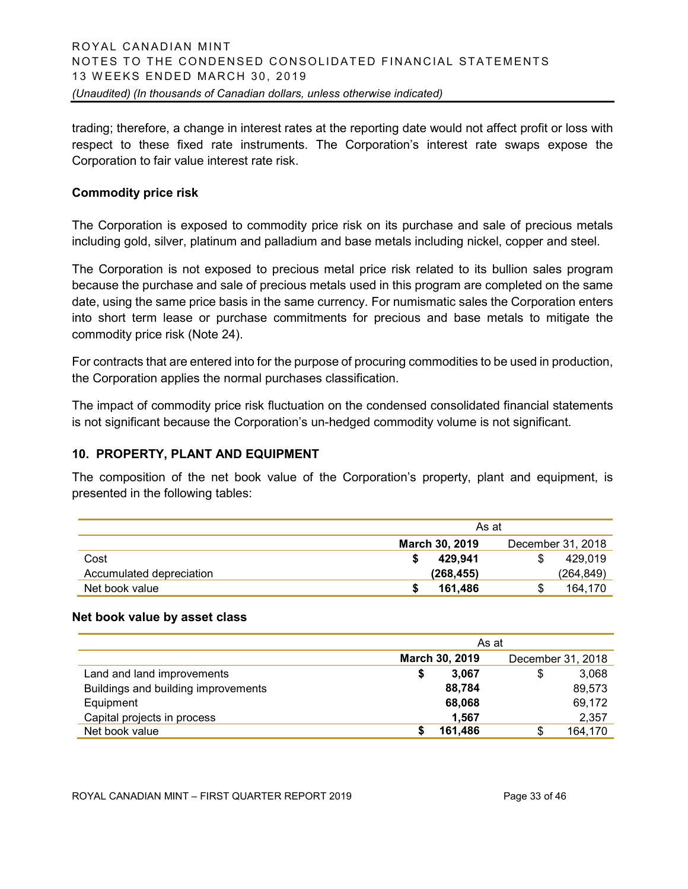trading; therefore, a change in interest rates at the reporting date would not affect profit or loss with respect to these fixed rate instruments. The Corporation's interest rate swaps expose the Corporation to fair value interest rate risk.

**Commodity price risk**

The Corporation is exposed to commodity price risk on its purchase and sale of precious metals including gold, silver, platinum and palladium and base metals including nickel, copper and steel.

The Corporation is not exposed to precious metal price risk related to its bullion sales program because the purchase and sale of precious metals used in this program are completed on the same date, using the same price basis in the same currency. For numismatic sales the Corporation enters into short term lease or purchase commitments for precious and base metals to mitigate the commodity price risk (Note 24).

For contracts that are entered into for the purpose of procuring commodities to be used in production, the Corporation applies the normal purchases classification.

The impact of commodity price risk fluctuation on the condensed consolidated financial statements is not significant because the Corporation's un-hedged commodity volume is not significant.

## 10. PROPERTY, PLANT AND EQUIPMENT

The composition of the net book value of the Corporation's property, plant and equipment, is presented in the following tables:

| | As at | |
|---|---|---|
| | **March 30, 2019** | December 31, 2018 |
| Cost | **$ 429,941** | $ 429,019 |
| Accumulated depreciation | **(268,455)** | (264,849) |
| Net book value | **$ 161,486** | $ 164,170 |

**Net book value by asset class**

| | As at | |
|---|---|---|
| | **March 30, 2019** | December 31, 2018 |
| Land and land improvements | **$ 3,067** | $ 3,068 |
| Buildings and building improvements | **88,784** | 89,573 |
| Equipment | **68,068** | 69,172 |
| Capital projects in process | **1,567** | 2,357 |
| Net book value | **$ 161,486** | $ 164,170 |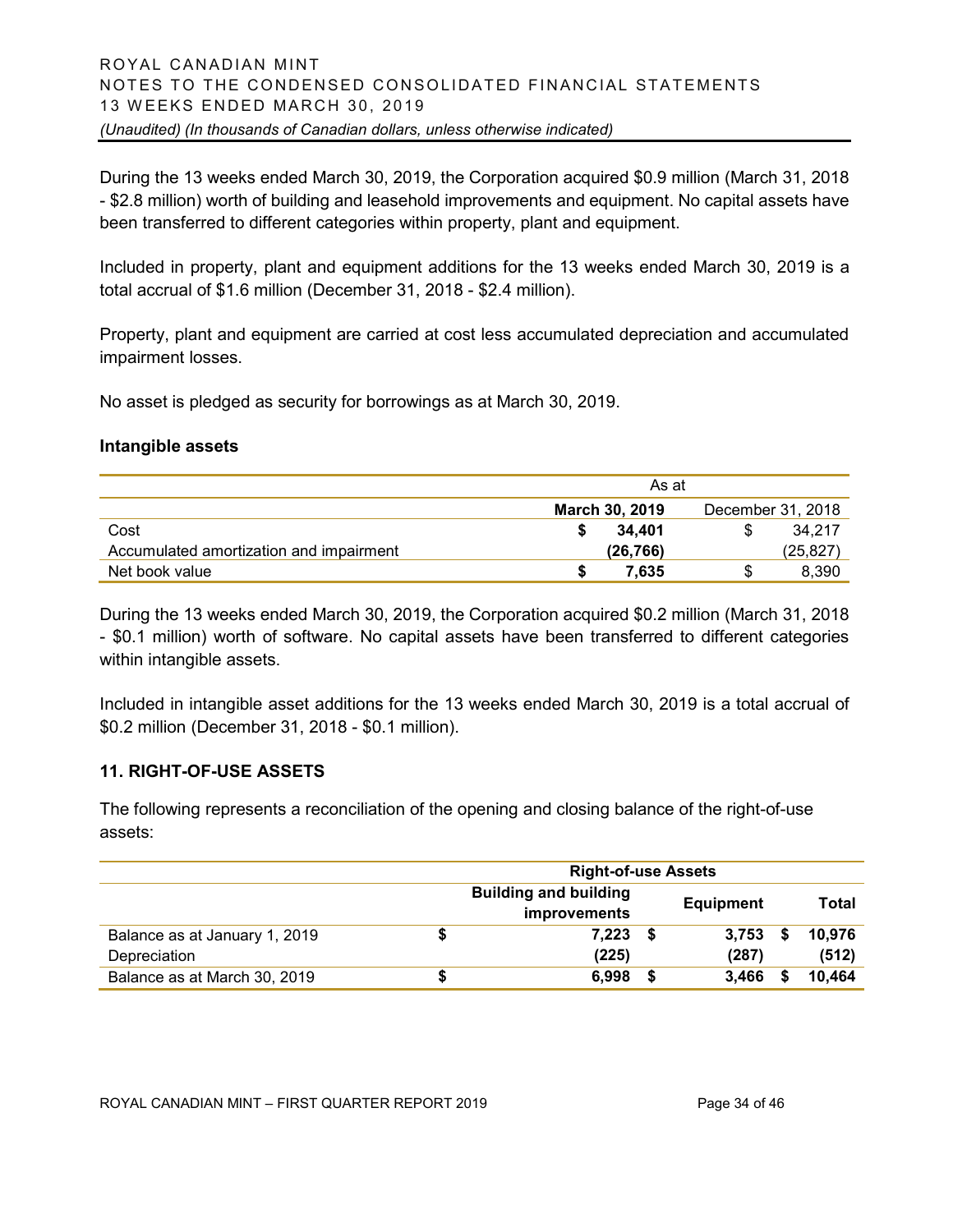During the 13 weeks ended March 30, 2019, the Corporation acquired $0.9 million (March 31, 2018 - $2.8 million) worth of building and leasehold improvements and equipment. No capital assets have been transferred to different categories within property, plant and equipment.

Included in property, plant and equipment additions for the 13 weeks ended March 30, 2019 is a total accrual of $1.6 million (December 31, 2018 - $2.4 million).

Property, plant and equipment are carried at cost less accumulated depreciation and accumulated impairment losses.

No asset is pledged as security for borrowings as at March 30, 2019.

**Intangible assets**

| | As at | |
|---|---|---|
| | **March 30, 2019** | December 31, 2018 |
| Cost | **$ 34,401** | $ 34,217 |
| Accumulated amortization and impairment | **(26,766)** | (25,827) |
| Net book value | **$ 7,635** | $ 8,390 |

During the 13 weeks ended March 30, 2019, the Corporation acquired $0.2 million (March 31, 2018 - $0.1 million) worth of software. No capital assets have been transferred to different categories within intangible assets.

Included in intangible asset additions for the 13 weeks ended March 30, 2019 is a total accrual of $0.2 million (December 31, 2018 - $0.1 million).

## 11. RIGHT-OF-USE ASSETS

The following represents a reconciliation of the opening and closing balance of the right-of-use assets:

| | **Right-of-use Assets** | | |
|---|---|---|---|
| | **Building and building improvements** | **Equipment** | **Total** |
| Balance as at January 1, 2019 | **$ 7,223** | **$ 3,753** | **$ 10,976** |
| Depreciation | **(225)** | **(287)** | **(512)** |
| Balance as at March 30, 2019 | **$ 6,998** | **$ 3,466** | **$ 10,464** |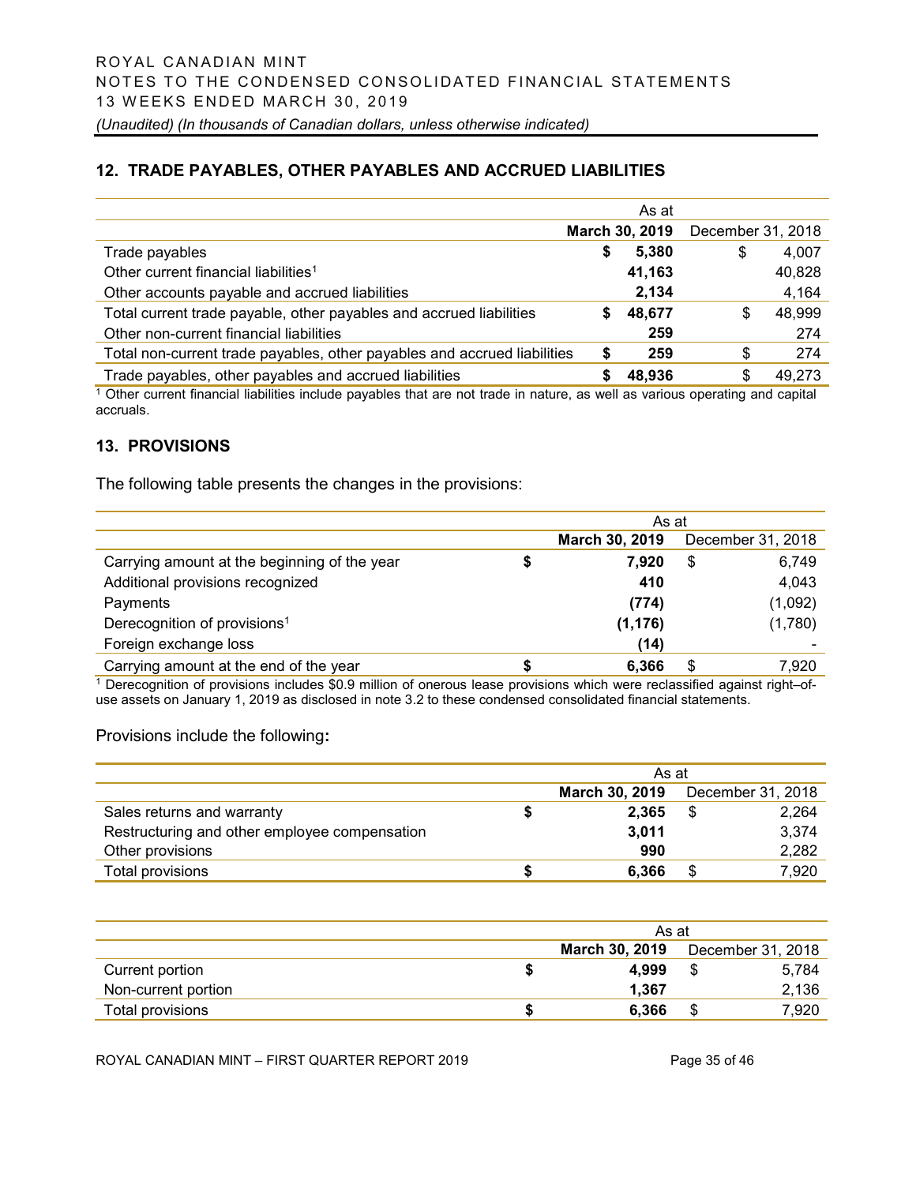## 12. TRADE PAYABLES, OTHER PAYABLES AND ACCRUED LIABILITIES

| | As at | |
|---|---|---|
| | **March 30, 2019** | December 31, 2018 |
| Trade payables | **$ 5,380** | $ 4,007 |
| Other current financial liabilities[1] | **41,163** | 40,828 |
| Other accounts payable and accrued liabilities | **2,134** | 4,164 |
| Total current trade payable, other payables and accrued liabilities | **$ 48,677** | $ 48,999 |
| Other non-current financial liabilities | **259** | 274 |
| Total non-current trade payables, other payables and accrued liabilities | **$ 259** | $ 274 |
| Trade payables, other payables and accrued liabilities | **$ 48,936** | $ 49,273 |

[1] Other current financial liabilities include payables that are not trade in nature, as well as various operating and capital accruals.

## 13. PROVISIONS

The following table presents the changes in the provisions:

| | As at | |
|---|---|---|
| | **March 30, 2019** | December 31, 2018 |
| Carrying amount at the beginning of the year | **$ 7,920** | $ 6,749 |
| Additional provisions recognized | **410** | 4,043 |
| Payments | **(774)** | (1,092) |
| Derecognition of provisions[1] | **(1,176)** | (1,780) |
| Foreign exchange loss | **(14)** | - |
| Carrying amount at the end of the year | **$ 6,366** | $ 7,920 |

[1] Derecognition of provisions includes $0.9 million of onerous lease provisions which were reclassified against right–of-use assets on January 1, 2019 as disclosed in note 3.2 to these condensed consolidated financial statements.

Provisions include the following**:**

| | As at | |
|---|---|---|
| | **March 30, 2019** | December 31, 2018 |
| Sales returns and warranty | **$ 2,365** | $ 2,264 |
| Restructuring and other employee compensation | **3,011** | 3,374 |
| Other provisions | **990** | 2,282 |
| Total provisions | **$ 6,366** | $ 7,920 |

| | As at | |
|---|---|---|
| | **March 30, 2019** | December 31, 2018 |
| Current portion | **$ 4,999** | $ 5,784 |
| Non-current portion | **1,367** | 2,136 |
| Total provisions | **$ 6,366** | $ 7,920 |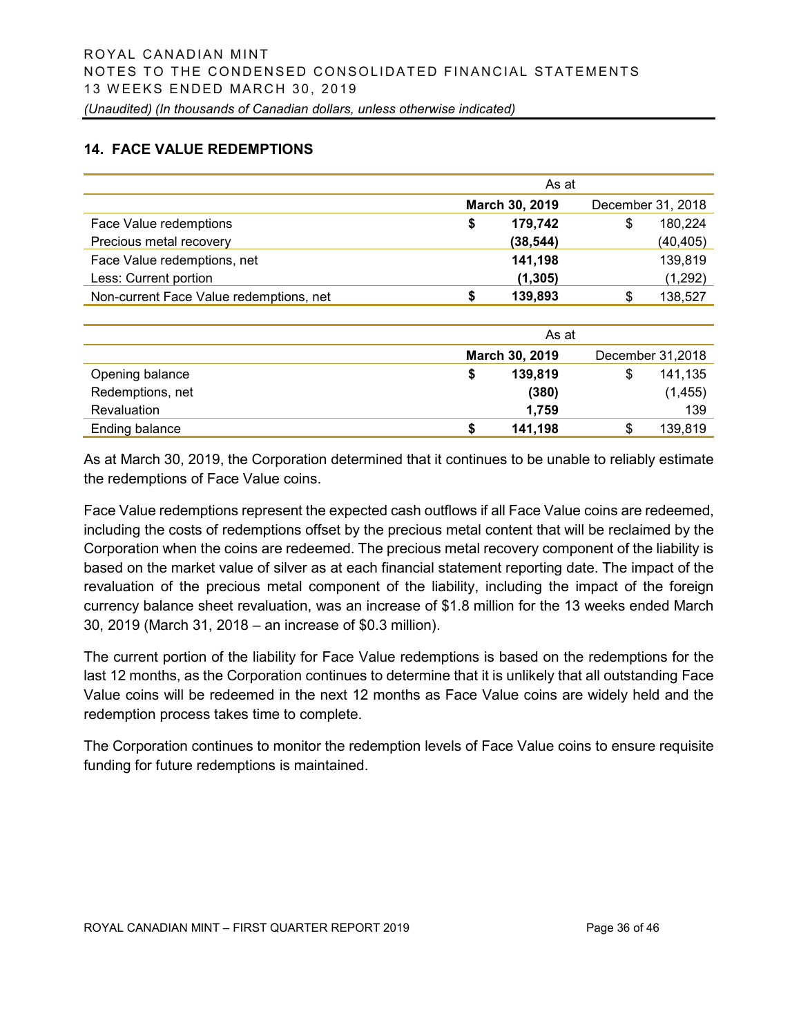## 14. FACE VALUE REDEMPTIONS

| | As at | |
|---|---|---|
| | **March 30, 2019** | December 31, 2018 |
| Face Value redemptions | **$ 179,742** | $ 180,224 |
| Precious metal recovery | **(38,544)** | (40,405) |
| Face Value redemptions, net | **141,198** | 139,819 |
| Less: Current portion | **(1,305)** | (1,292) |
| Non-current Face Value redemptions, net | **$ 139,893** | $ 138,527 |

| | As at | |
|---|---|---|
| | **March 30, 2019** | December 31,2018 |
| Opening balance | **$ 139,819** | $ 141,135 |
| Redemptions, net | **(380)** | (1,455) |
| Revaluation | **1,759** | 139 |
| Ending balance | **$ 141,198** | $ 139,819 |

As at March 30, 2019, the Corporation determined that it continues to be unable to reliably estimate the redemptions of Face Value coins.

Face Value redemptions represent the expected cash outflows if all Face Value coins are redeemed, including the costs of redemptions offset by the precious metal content that will be reclaimed by the Corporation when the coins are redeemed. The precious metal recovery component of the liability is based on the market value of silver as at each financial statement reporting date. The impact of the revaluation of the precious metal component of the liability, including the impact of the foreign currency balance sheet revaluation, was an increase of $1.8 million for the 13 weeks ended March 30, 2019 (March 31, 2018 – an increase of $0.3 million).

The current portion of the liability for Face Value redemptions is based on the redemptions for the last 12 months, as the Corporation continues to determine that it is unlikely that all outstanding Face Value coins will be redeemed in the next 12 months as Face Value coins are widely held and the redemption process takes time to complete.

The Corporation continues to monitor the redemption levels of Face Value coins to ensure requisite funding for future redemptions is maintained.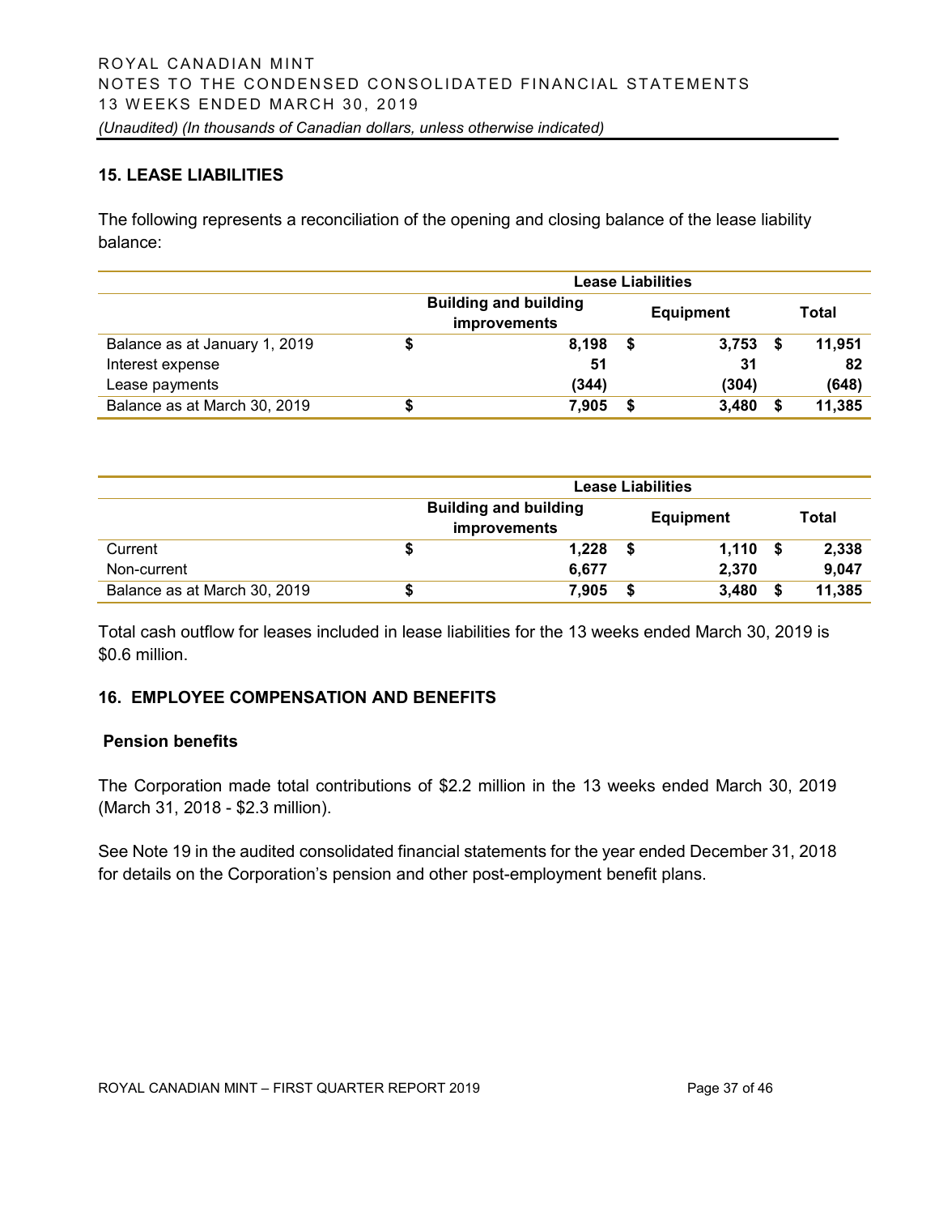## 15. LEASE LIABILITIES

The following represents a reconciliation of the opening and closing balance of the lease liability balance:

| | Lease Liabilities | | |
|---|---|---|---|
| | Building and building improvements | Equipment | Total |
| Balance as at January 1, 2019 | $ 8,198 | $ 3,753 | $ 11,951 |
| Interest expense | 51 | 31 | 82 |
| Lease payments | (344) | (304) | (648) |
| Balance as at March 30, 2019 | $ 7,905 | $ 3,480 | $ 11,385 |

| | Lease Liabilities | | |
|---|---|---|---|
| | Building and building improvements | Equipment | Total |
| Current | $ 1,228 | $ 1,110 | $ 2,338 |
| Non-current | 6,677 | 2,370 | 9,047 |
| Balance as at March 30, 2019 | $ 7,905 | $ 3,480 | $ 11,385 |

Total cash outflow for leases included in lease liabilities for the 13 weeks ended March 30, 2019 is $0.6 million.

## 16. EMPLOYEE COMPENSATION AND BENEFITS

### Pension benefits

The Corporation made total contributions of $2.2 million in the 13 weeks ended March 30, 2019 (March 31, 2018 - $2.3 million).

See Note 19 in the audited consolidated financial statements for the year ended December 31, 2018 for details on the Corporation's pension and other post-employment benefit plans.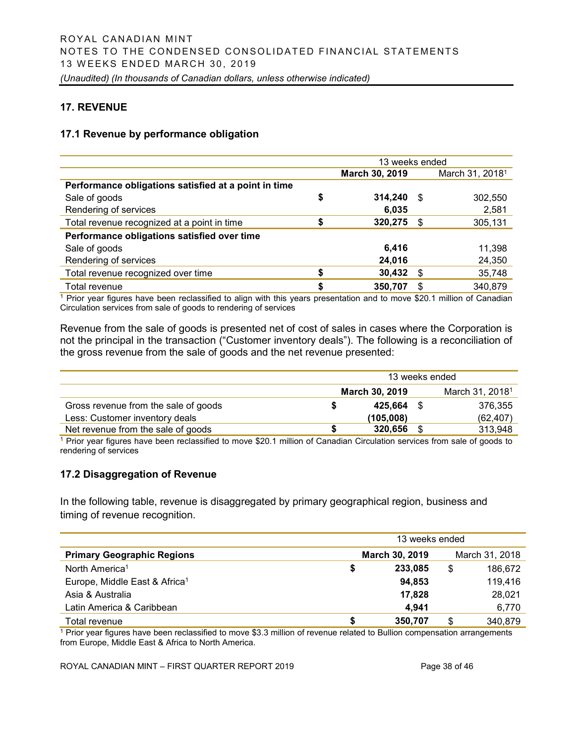## 17. REVENUE

### 17.1 Revenue by performance obligation

| | 13 weeks ended | |
|---|---|---|
| | **March 30, 2019** | March 31, 2018[1] |
| **Performance obligations satisfied at a point in time** | | |
| Sale of goods | **$ 314,240** | $ 302,550 |
| Rendering of services | **6,035** | 2,581 |
| Total revenue recognized at a point in time | **$ 320,275** | $ 305,131 |
| **Performance obligations satisfied over time** | | |
| Sale of goods | **6,416** | 11,398 |
| Rendering of services | **24,016** | 24,350 |
| Total revenue recognized over time | **$ 30,432** | $ 35,748 |
| Total revenue | **$ 350,707** | $ 340,879 |

[1] Prior year figures have been reclassified to align with this years presentation and to move $20.1 million of Canadian Circulation services from sale of goods to rendering of services

Revenue from the sale of goods is presented net of cost of sales in cases where the Corporation is not the principal in the transaction ("Customer inventory deals"). The following is a reconciliation of the gross revenue from the sale of goods and the net revenue presented:

| | 13 weeks ended | |
|---|---|---|
| | **March 30, 2019** | March 31, 2018[1] |
| Gross revenue from the sale of goods | **$ 425,664** | $ 376,355 |
| Less: Customer inventory deals | **(105,008)** | (62,407) |
| Net revenue from the sale of goods | **$ 320,656** | $ 313,948 |

[1] Prior year figures have been reclassified to move $20.1 million of Canadian Circulation services from sale of goods to rendering of services

### 17.2 Disaggregation of Revenue

In the following table, revenue is disaggregated by primary geographical region, business and timing of revenue recognition.

| | 13 weeks ended | |
|---|---|---|
| **Primary Geographic Regions** | **March 30, 2019** | March 31, 2018 |
| North America[1] | **$ 233,085** | $ 186,672 |
| Europe, Middle East & Africa[1] | **94,853** | 119,416 |
| Asia & Australia | **17,828** | 28,021 |
| Latin America & Caribbean | **4,941** | 6,770 |
| Total revenue | **$ 350,707** | $ 340,879 |

[1] Prior year figures have been reclassified to move $3.3 million of revenue related to Bullion compensation arrangements from Europe, Middle East & Africa to North America.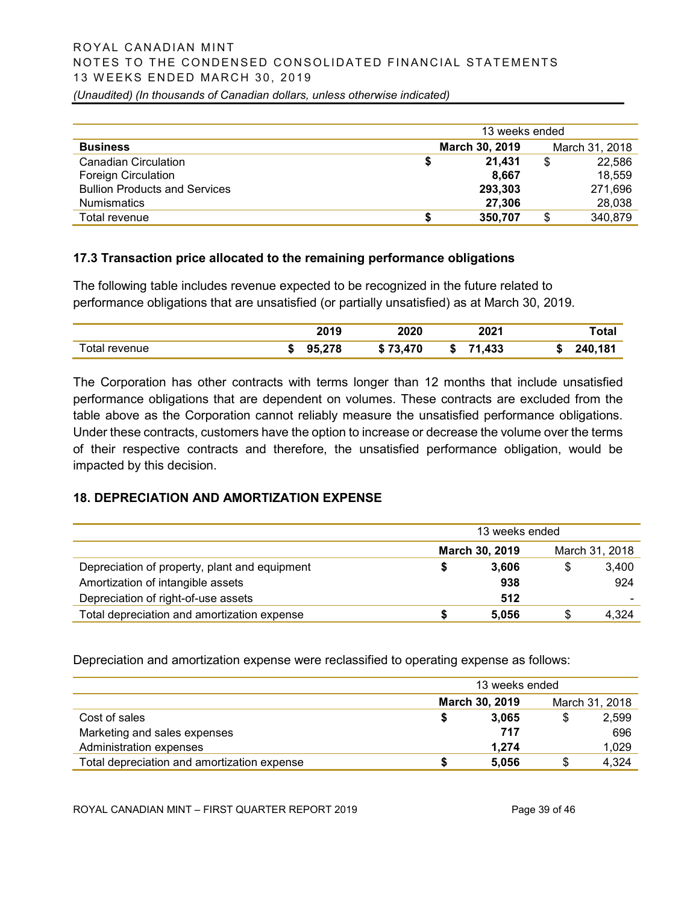| | 13 weeks ended | |
|---|---|---|
| **Business** | **March 30, 2019** | March 31, 2018 |
| Canadian Circulation | **$ 21,431** | $ 22,586 |
| Foreign Circulation | **8,667** | 18,559 |
| Bullion Products and Services | **293,303** | 271,696 |
| Numismatics | **27,306** | 28,038 |
| Total revenue | **$ 350,707** | $ 340,879 |

### 17.3 Transaction price allocated to the remaining performance obligations

The following table includes revenue expected to be recognized in the future related to performance obligations that are unsatisfied (or partially unsatisfied) as at March 30, 2019.

| | **2019** | **2020** | **2021** | **Total** |
|---|---|---|---|---|
| Total revenue | **$ 95,278** | **$ 73,470** | **$ 71,433** | **$ 240,181** |

The Corporation has other contracts with terms longer than 12 months that include unsatisfied performance obligations that are dependent on volumes. These contracts are excluded from the table above as the Corporation cannot reliably measure the unsatisfied performance obligations. Under these contracts, customers have the option to increase or decrease the volume over the terms of their respective contracts and therefore, the unsatisfied performance obligation, would be impacted by this decision.

## 18. DEPRECIATION AND AMORTIZATION EXPENSE

| | 13 weeks ended | |
|---|---|---|
| | **March 30, 2019** | March 31, 2018 |
| Depreciation of property, plant and equipment | **$ 3,606** | $ 3,400 |
| Amortization of intangible assets | **938** | 924 |
| Depreciation of right-of-use assets | **512** | - |
| Total depreciation and amortization expense | **$ 5,056** | $ 4,324 |

Depreciation and amortization expense were reclassified to operating expense as follows:

| | 13 weeks ended | |
|---|---|---|
| | **March 30, 2019** | March 31, 2018 |
| Cost of sales | **$ 3,065** | $ 2,599 |
| Marketing and sales expenses | **717** | 696 |
| Administration expenses | **1,274** | 1,029 |
| Total depreciation and amortization expense | **$ 5,056** | $ 4,324 |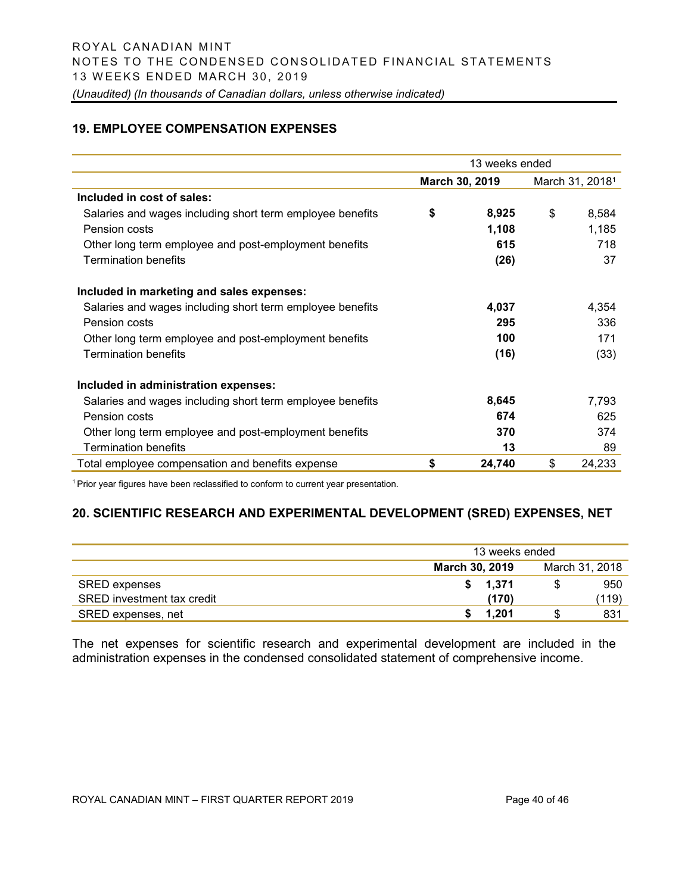## 19. EMPLOYEE COMPENSATION EXPENSES

| | 13 weeks ended | |
|---|---|---|
| | **March 30, 2019** | March 31, 2018[1] |
| **Included in cost of sales:** | | |
| Salaries and wages including short term employee benefits | **$ 8,925** | $ 8,584 |
| Pension costs | **1,108** | 1,185 |
| Other long term employee and post-employment benefits | **615** | 718 |
| Termination benefits | **(26)** | 37 |
| **Included in marketing and sales expenses:** | | |
| Salaries and wages including short term employee benefits | **4,037** | 4,354 |
| Pension costs | **295** | 336 |
| Other long term employee and post-employment benefits | **100** | 171 |
| Termination benefits | **(16)** | (33) |
| **Included in administration expenses:** | | |
| Salaries and wages including short term employee benefits | **8,645** | 7,793 |
| Pension costs | **674** | 625 |
| Other long term employee and post-employment benefits | **370** | 374 |
| Termination benefits | **13** | 89 |
| Total employee compensation and benefits expense | **$ 24,740** | $ 24,233 |

[1] Prior year figures have been reclassified to conform to current year presentation.

## 20. SCIENTIFIC RESEARCH AND EXPERIMENTAL DEVELOPMENT (SRED) EXPENSES, NET

| | 13 weeks ended | |
|---|---|---|
| | **March 30, 2019** | March 31, 2018 |
| SRED expenses | **$ 1,371** | $ 950 |
| SRED investment tax credit | **(170)** | (119) |
| SRED expenses, net | **$ 1,201** | $ 831 |

The net expenses for scientific research and experimental development are included in the administration expenses in the condensed consolidated statement of comprehensive income.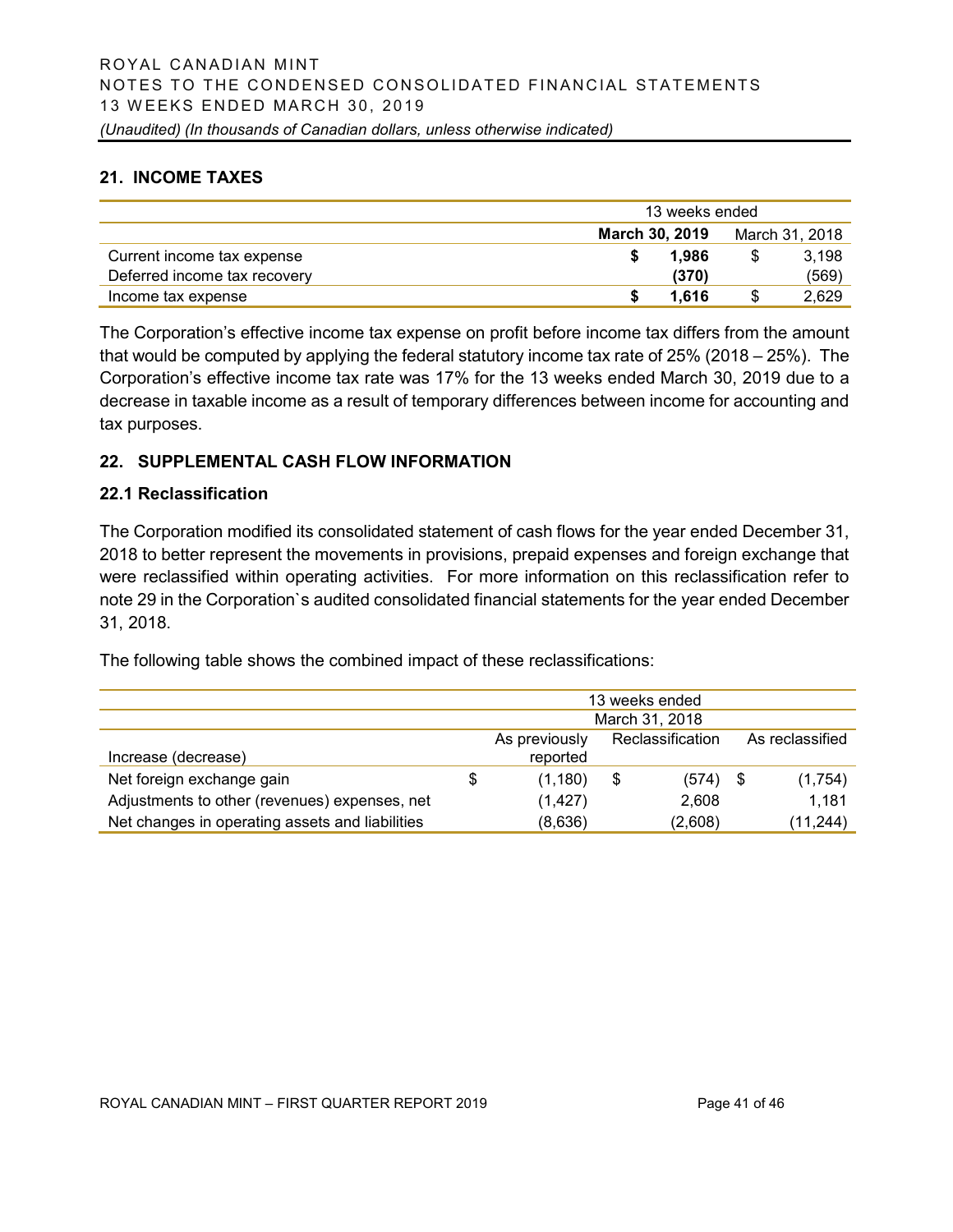## 21. INCOME TAXES

| | 13 weeks ended | |
|---|---|---|
| | **March 30, 2019** | March 31, 2018 |
| Current income tax expense | **$ 1,986** | $ 3,198 |
| Deferred income tax recovery | **(370)** | (569) |
| Income tax expense | **$ 1,616** | $ 2,629 |

The Corporation's effective income tax expense on profit before income tax differs from the amount that would be computed by applying the federal statutory income tax rate of 25% (2018 – 25%). The Corporation's effective income tax rate was 17% for the 13 weeks ended March 30, 2019 due to a decrease in taxable income as a result of temporary differences between income for accounting and tax purposes.

## 22. SUPPLEMENTAL CASH FLOW INFORMATION

### 22.1 Reclassification

The Corporation modified its consolidated statement of cash flows for the year ended December 31, 2018 to better represent the movements in provisions, prepaid expenses and foreign exchange that were reclassified within operating activities. For more information on this reclassification refer to note 29 in the Corporation`s audited consolidated financial statements for the year ended December 31, 2018.

The following table shows the combined impact of these reclassifications:

| | 13 weeks ended | | |
|---|---|---|---|
| | March 31, 2018 | | |
| Increase (decrease) | As previously reported | Reclassification | As reclassified |
| Net foreign exchange gain | $ (1,180) | $ (574) | $ (1,754) |
| Adjustments to other (revenues) expenses, net | (1,427) | 2,608 | 1,181 |
| Net changes in operating assets and liabilities | (8,636) | (2,608) | (11,244) |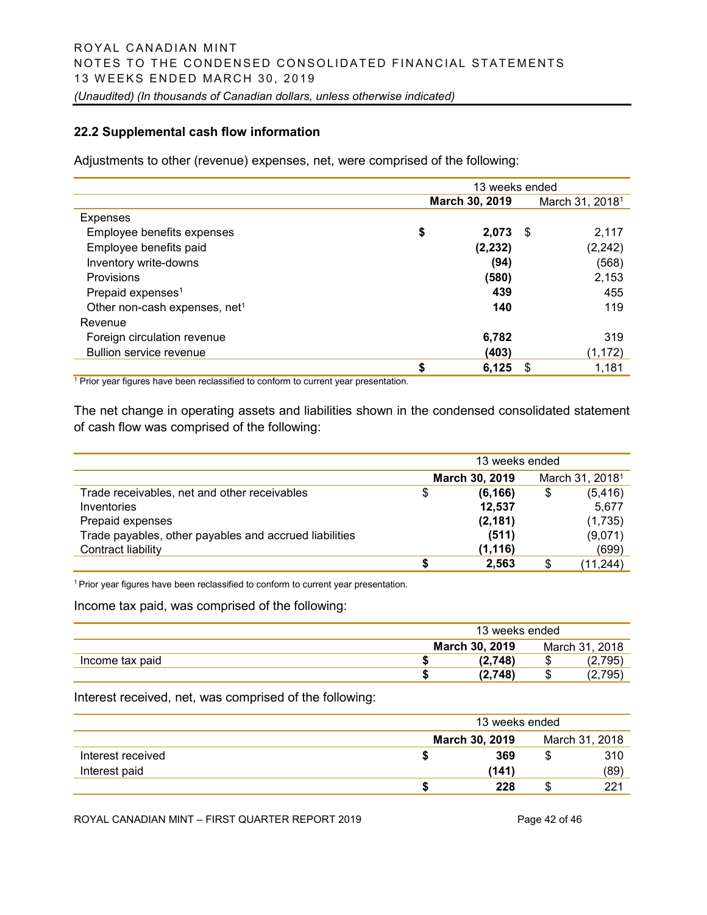### 22.2 Supplemental cash flow information

Adjustments to other (revenue) expenses, net, were comprised of the following:

| | 13 weeks ended | |
|---|---|---|
| | **March 30, 2019** | March 31, 2018[1] |
| Expenses | | |
| Employee benefits expenses | **$ 2,073** | $ 2,117 |
| Employee benefits paid | **(2,232)** | (2,242) |
| Inventory write-downs | **(94)** | (568) |
| Provisions | **(580)** | 2,153 |
| Prepaid expenses[1] | **439** | 455 |
| Other non-cash expenses, net[1] | **140** | 119 |
| Revenue | | |
| Foreign circulation revenue | **6,782** | 319 |
| Bullion service revenue | **(403)** | (1,172) |
| | **$ 6,125** | $ 1,181 |

[1] Prior year figures have been reclassified to conform to current year presentation.

The net change in operating assets and liabilities shown in the condensed consolidated statement of cash flow was comprised of the following:

| | 13 weeks ended | |
|---|---|---|
| | **March 30, 2019** | March 31, 2018[1] |
| Trade receivables, net and other receivables | $ **(6,166)** | $ (5,416) |
| Inventories | **12,537** | 5,677 |
| Prepaid expenses | **(2,181)** | (1,735) |
| Trade payables, other payables and accrued liabilities | **(511)** | (9,071) |
| Contract liability | **(1,116)** | (699) |
| | **$ 2,563** | $ (11,244) |

[1] Prior year figures have been reclassified to conform to current year presentation.

Income tax paid, was comprised of the following:

| | 13 weeks ended | |
|---|---|---|
| | **March 30, 2019** | March 31, 2018 |
| Income tax paid | **$ (2,748)** | $ (2,795) |
| | **$ (2,748)** | $ (2,795) |

Interest received, net, was comprised of the following:

| | 13 weeks ended | |
|---|---|---|
| | **March 30, 2019** | March 31, 2018 |
| Interest received | **$ 369** | $ 310 |
| Interest paid | **(141)** | (89) |
| | **$ 228** | $ 221 |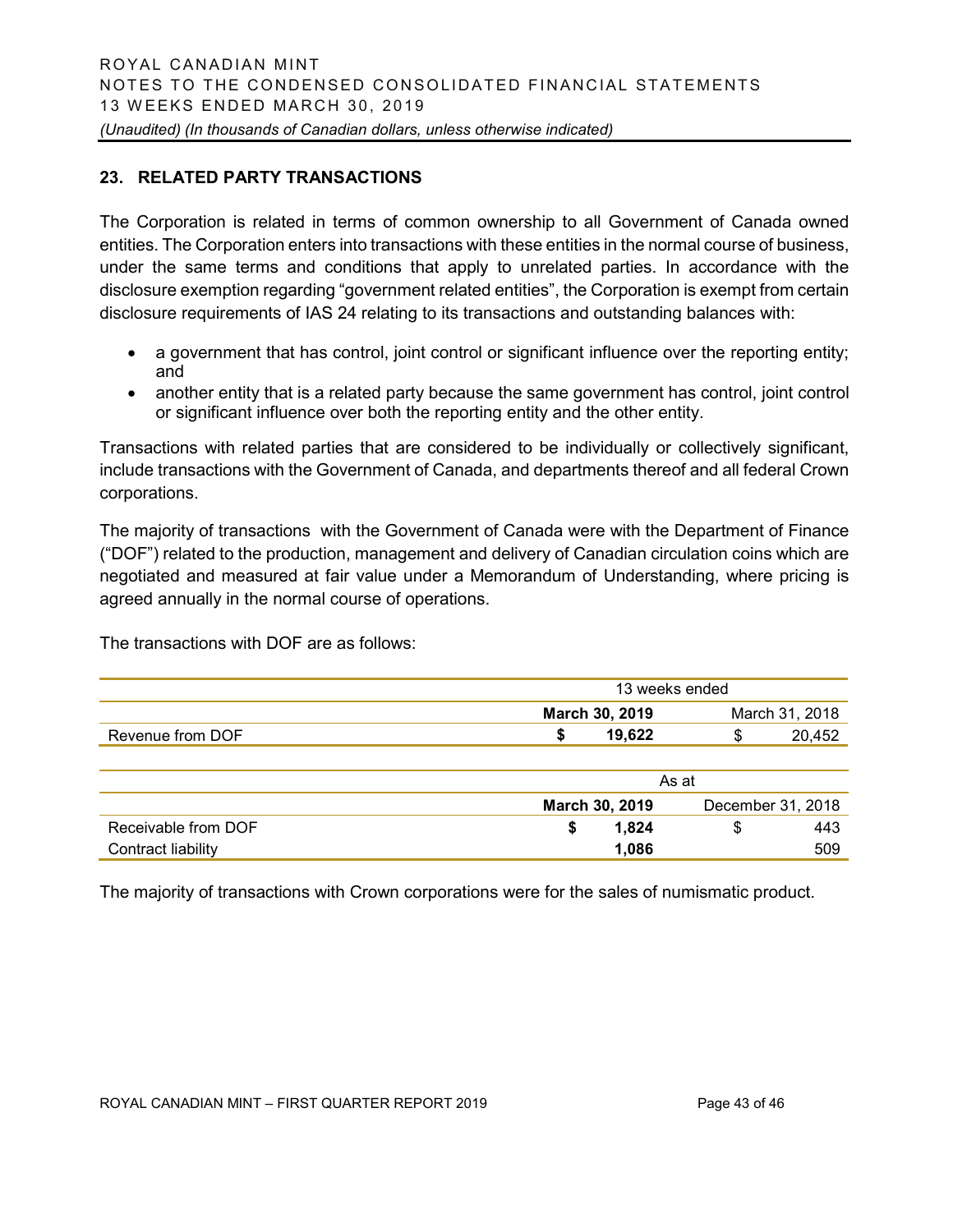## 23. RELATED PARTY TRANSACTIONS

The Corporation is related in terms of common ownership to all Government of Canada owned entities. The Corporation enters into transactions with these entities in the normal course of business, under the same terms and conditions that apply to unrelated parties. In accordance with the disclosure exemption regarding "government related entities", the Corporation is exempt from certain disclosure requirements of IAS 24 relating to its transactions and outstanding balances with:

- a government that has control, joint control or significant influence over the reporting entity; and
- another entity that is a related party because the same government has control, joint control or significant influence over both the reporting entity and the other entity.

Transactions with related parties that are considered to be individually or collectively significant, include transactions with the Government of Canada, and departments thereof and all federal Crown corporations.

The majority of transactions with the Government of Canada were with the Department of Finance ("DOF") related to the production, management and delivery of Canadian circulation coins which are negotiated and measured at fair value under a Memorandum of Understanding, where pricing is agreed annually in the normal course of operations.

The transactions with DOF are as follows:

| | 13 weeks ended | |
|---|---|---|
| | **March 30, 2019** | March 31, 2018 |
| Revenue from DOF | **$ 19,622** | $ 20,452 |

| | As at | |
|---|---|---|
| | **March 30, 2019** | December 31, 2018 |
| Receivable from DOF | **$ 1,824** | $ 443 |
| Contract liability | **1,086** | 509 |

The majority of transactions with Crown corporations were for the sales of numismatic product.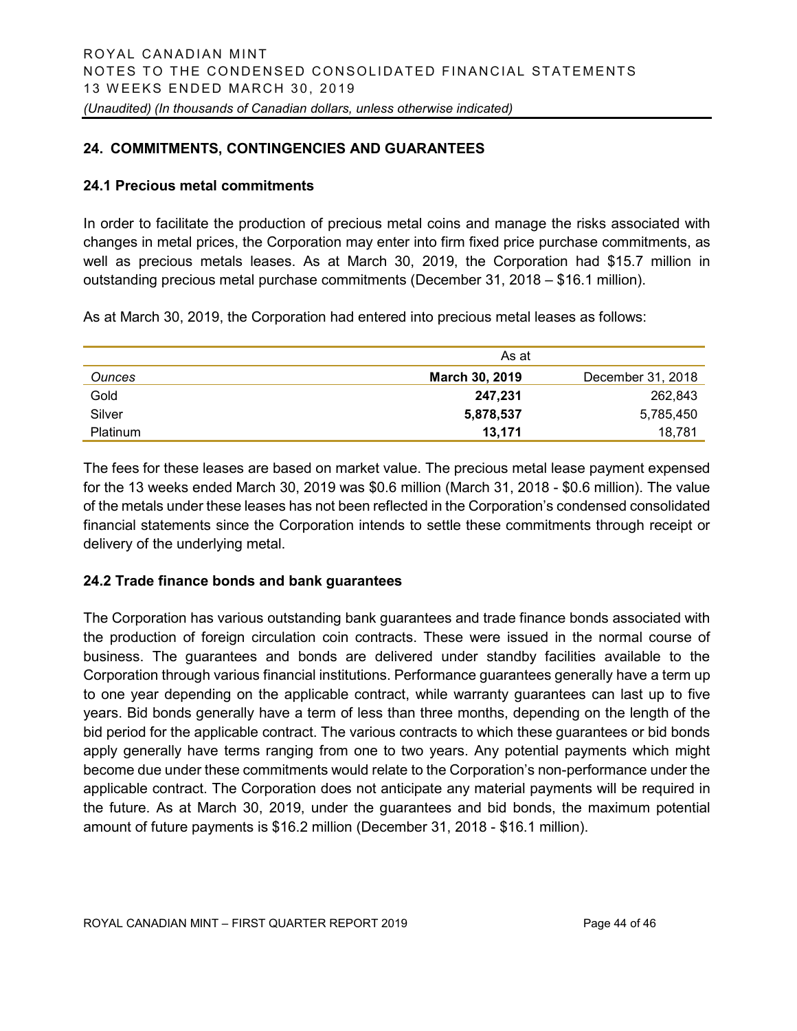## 24. COMMITMENTS, CONTINGENCIES AND GUARANTEES

### 24.1 Precious metal commitments

In order to facilitate the production of precious metal coins and manage the risks associated with changes in metal prices, the Corporation may enter into firm fixed price purchase commitments, as well as precious metals leases. As at March 30, 2019, the Corporation had $15.7 million in outstanding precious metal purchase commitments (December 31, 2018 – $16.1 million).

As at March 30, 2019, the Corporation had entered into precious metal leases as follows:

| | As at | |
|---|---|---|
| *Ounces* | **March 30, 2019** | December 31, 2018 |
| Gold | **247,231** | 262,843 |
| Silver | **5,878,537** | 5,785,450 |
| Platinum | **13,171** | 18,781 |

The fees for these leases are based on market value. The precious metal lease payment expensed for the 13 weeks ended March 30, 2019 was $0.6 million (March 31, 2018 - $0.6 million). The value of the metals under these leases has not been reflected in the Corporation's condensed consolidated financial statements since the Corporation intends to settle these commitments through receipt or delivery of the underlying metal.

### 24.2 Trade finance bonds and bank guarantees

The Corporation has various outstanding bank guarantees and trade finance bonds associated with the production of foreign circulation coin contracts. These were issued in the normal course of business. The guarantees and bonds are delivered under standby facilities available to the Corporation through various financial institutions. Performance guarantees generally have a term up to one year depending on the applicable contract, while warranty guarantees can last up to five years. Bid bonds generally have a term of less than three months, depending on the length of the bid period for the applicable contract. The various contracts to which these guarantees or bid bonds apply generally have terms ranging from one to two years. Any potential payments which might become due under these commitments would relate to the Corporation's non-performance under the applicable contract. The Corporation does not anticipate any material payments will be required in the future. As at March 30, 2019, under the guarantees and bid bonds, the maximum potential amount of future payments is $16.2 million (December 31, 2018 - $16.1 million).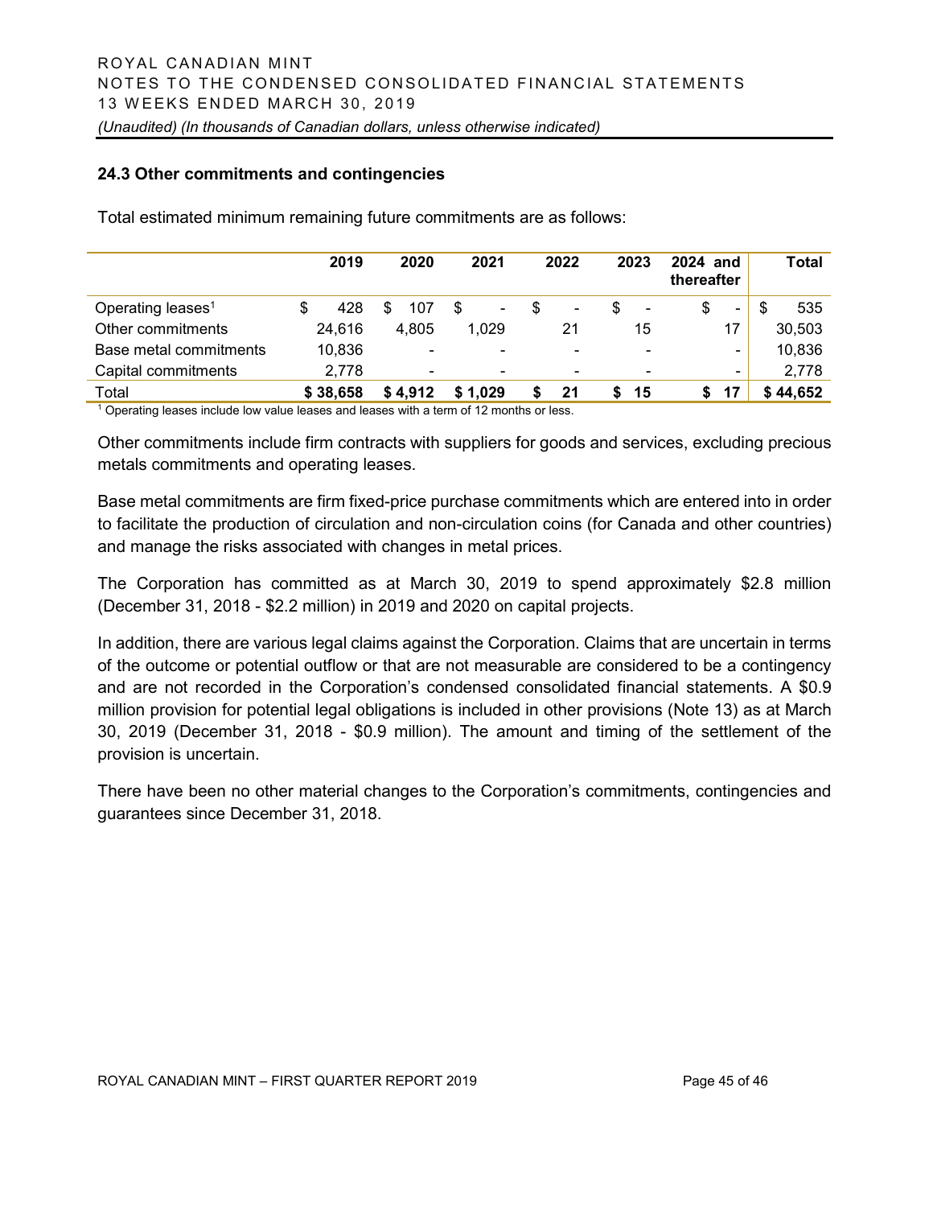### 24.3 Other commitments and contingencies

Total estimated minimum remaining future commitments are as follows:

| | 2019 | 2020 | 2021 | 2022 | 2023 | 2024 and thereafter | Total |
|---|---|---|---|---|---|---|---|
| Operating leases[1] | $ 428 | $ 107 | $ - | $ - | $ - | $ - | $ 535 |
| Other commitments | 24,616 | 4,805 | 1,029 | 21 | 15 | 17 | 30,503 |
| Base metal commitments | 10,836 | - | - | - | - | - | 10,836 |
| Capital commitments | 2,778 | - | - | - | - | - | 2,778 |
| Total | **$ 38,658** | **$ 4,912** | **$ 1,029** | **$ 21** | **$ 15** | **$ 17** | **$ 44,652** |

[1] Operating leases include low value leases and leases with a term of 12 months or less.

Other commitments include firm contracts with suppliers for goods and services, excluding precious metals commitments and operating leases.

Base metal commitments are firm fixed-price purchase commitments which are entered into in order to facilitate the production of circulation and non-circulation coins (for Canada and other countries) and manage the risks associated with changes in metal prices.

The Corporation has committed as at March 30, 2019 to spend approximately $2.8 million (December 31, 2018 - $2.2 million) in 2019 and 2020 on capital projects.

In addition, there are various legal claims against the Corporation. Claims that are uncertain in terms of the outcome or potential outflow or that are not measurable are considered to be a contingency and are not recorded in the Corporation's condensed consolidated financial statements. A $0.9 million provision for potential legal obligations is included in other provisions (Note 13) as at March 30, 2019 (December 31, 2018 - $0.9 million). The amount and timing of the settlement of the provision is uncertain.

There have been no other material changes to the Corporation's commitments, contingencies and guarantees since December 31, 2018.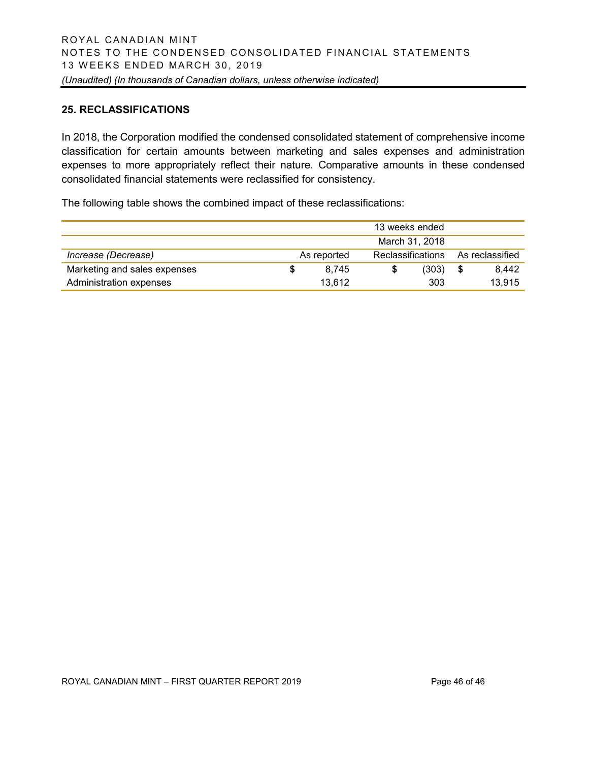## 25. RECLASSIFICATIONS

In 2018, the Corporation modified the condensed consolidated statement of comprehensive income classification for certain amounts between marketing and sales expenses and administration expenses to more appropriately reflect their nature. Comparative amounts in these condensed consolidated financial statements were reclassified for consistency.

The following table shows the combined impact of these reclassifications:

| | 13 weeks ended March 31, 2018 | | |
|---|---|---|---|
| *Increase (Decrease)* | As reported | Reclassifications | As reclassified |
| Marketing and sales expenses | $ 8,745 | $ (303) | $ 8,442 |
| Administration expenses | 13,612 | 303 | 13,915 |